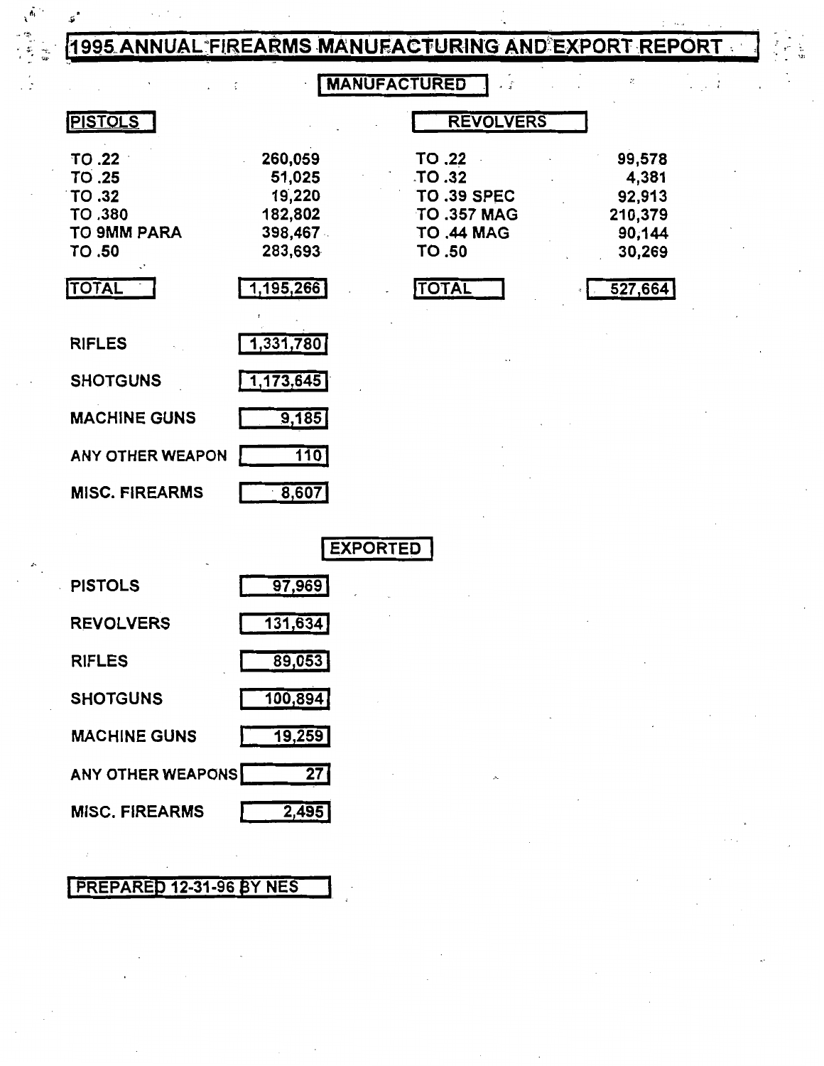# 1995 ANNUAL FIREARMS MANUFACTURING AND EXPORT REPORT

## MANUFACTURED

| PISTOLS | | REVOLVERS | |
|---|---|---|---|
| TO .22 | 260,059 | TO .22 | 99,578 |
| TO .25 | 51,025 | TO .32 | 4,381 |
| TO .32 | 19,220 | TO .39 SPEC | 92,913 |
| TO .380 | 182,802 | TO .357 MAG | 210,379 |
| TO 9MM PARA | 398,467 | TO .44 MAG | 90,144 |
| TO .50 | 283,693 | TO .50 | 30,269 |
| TOTAL | 1,195,266 | TOTAL | 527,664 |

| | |
|---|---|
| RIFLES | 1,331,780 |
| SHOTGUNS | 1,173,645 |
| MACHINE GUNS | 9,185 |
| ANY OTHER WEAPON | 110 |
| MISC. FIREARMS | 8,607 |

## EXPORTED

| | |
|---|---|
| PISTOLS | 97,969 |
| REVOLVERS | 131,634 |
| RIFLES | 89,053 |
| SHOTGUNS | 100,894 |
| MACHINE GUNS | 19,259 |
| ANY OTHER WEAPONS | 27 |
| MISC. FIREARMS | 2,495 |

PREPARED 12-31-96 BY NES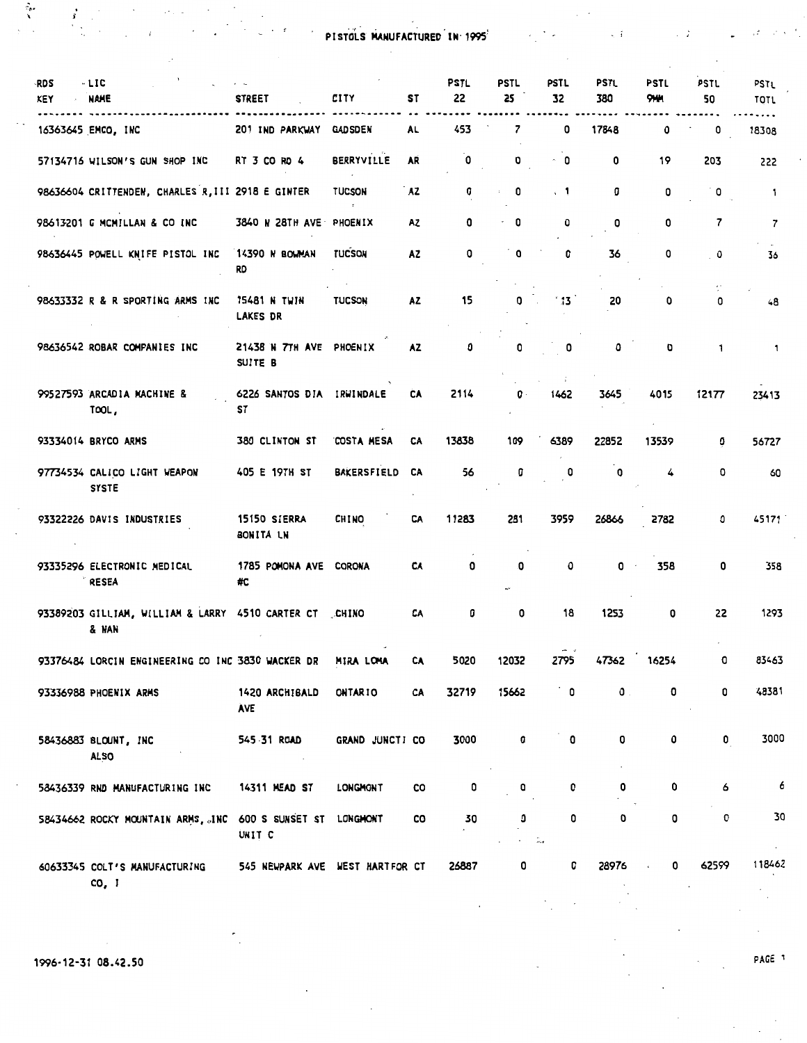# PISTOLS MANUFACTURED IN 1995

| RDS KEY | LIC NAME | STREET | CITY | ST | PSTL 22 | PSTL 25 | PSTL 32 | PSTL 380 | PSTL 9MM | PSTL 50 | PSTL TOTL |
|---|---|---|---|---|---|---|---|---|---|---|---|
| 16363645 | EMCO, INC | 201 IND PARKWAY | GADSDEN | AL | 453 | 7 | 0 | 17848 | 0 | 0 | 18308 |
| 57134716 | WILSON'S GUN SHOP INC | RT 3 CO RD 4 | BERRYVILLE | AR | 0 | 0 | 0 | 0 | 19 | 203 | 222 |
| 98636604 | CRITTENDEN, CHARLES R,III | 2918 E GINTER | TUCSON | AZ | 0 | 0 | 1 | 0 | 0 | 0 | 1 |
| 98613201 | G MCMILLAN & CO INC | 3840 N 28TH AVE | PHOENIX | AZ | 0 | 0 | 0 | 0 | 0 | 7 | 7 |
| 98636445 | POWELL KNIFE PISTOL INC | 14390 N BOWMAN RD | TUCSON | AZ | 0 | 0 | 0 | 36 | 0 | 0 | 36 |
| 98633332 | R & R SPORTING ARMS INC | 15481 N TWIN LAKES DR | TUCSON | AZ | 15 | 0 | 13 | 20 | 0 | 0 | 48 |
| 98636542 | ROBAR COMPANIES INC | 21438 N 7TH AVE SUITE B | PHOENIX | AZ | 0 | 0 | 0 | 0 | 0 | 1 | 1 |
| 99527593 | ARCADIA MACHINE & TOOL, | 6226 SANTOS DIA ST | IRWINDALE | CA | 2114 | 0 | 1462 | 3645 | 4015 | 12177 | 23413 |
| 93334014 | BRYCO ARMS | 380 CLINTON ST | COSTA MESA | CA | 13838 | 109 | 6389 | 22852 | 13539 | 0 | 56727 |
| 97734534 | CALICO LIGHT WEAPON SYSTE | 405 E 19TH ST | BAKERSFIELD | CA | 56 | 0 | 0 | 0 | 4 | 0 | 60 |
| 93322226 | DAVIS INDUSTRIES | 15150 SIERRA BONITA LN | CHINO | CA | 11283 | 281 | 3959 | 26866 | 2782 | 0 | 45171 |
| 93335296 | ELECTRONIC MEDICAL RESEA | 1785 POMONA AVE #C | CORONA | CA | 0 | 0 | 0 | 0 | 358 | 0 | 358 |
| 93389203 | GILLIAM, WILLIAM & LARRY & NAN | 4510 CARTER CT | CHINO | CA | 0 | 0 | 18 | 1253 | 0 | 22 | 1293 |
| 93376484 | LORCIN ENGINEERING CO INC | 3830 WACKER DR | MIRA LOMA | CA | 5020 | 12032 | 2795 | 47362 | 16254 | 0 | 83463 |
| 93336988 | PHOENIX ARMS | 1420 ARCHIBALD AVE | ONTARIO | CA | 32719 | 15662 | 0 | 0 | 0 | 0 | 48381 |
| 58436883 | BLOUNT, INC ALSO | 545 31 ROAD | GRAND JUNCTI | CO | 3000 | 0 | 0 | 0 | 0 | 0 | 3000 |
| 58436339 | RND MANUFACTURING INC | 14311 MEAD ST | LONGMONT | CO | 0 | 0 | 0 | 0 | 0 | 6 | 6 |
| 58434662 | ROCKY MOUNTAIN ARMS, INC | 600 S SUNSET ST UNIT C | LONGMONT | CO | 30 | 0 | 0 | 0 | 0 | 0 | 30 |
| 60633345 | COLT'S MANUFACTURING CO, I | 545 NEWPARK AVE | WEST HARTFOR | CT | 26887 | 0 | 0 | 28976 | 0 | 62599 | 118462 |

1996-12-31 08.42.50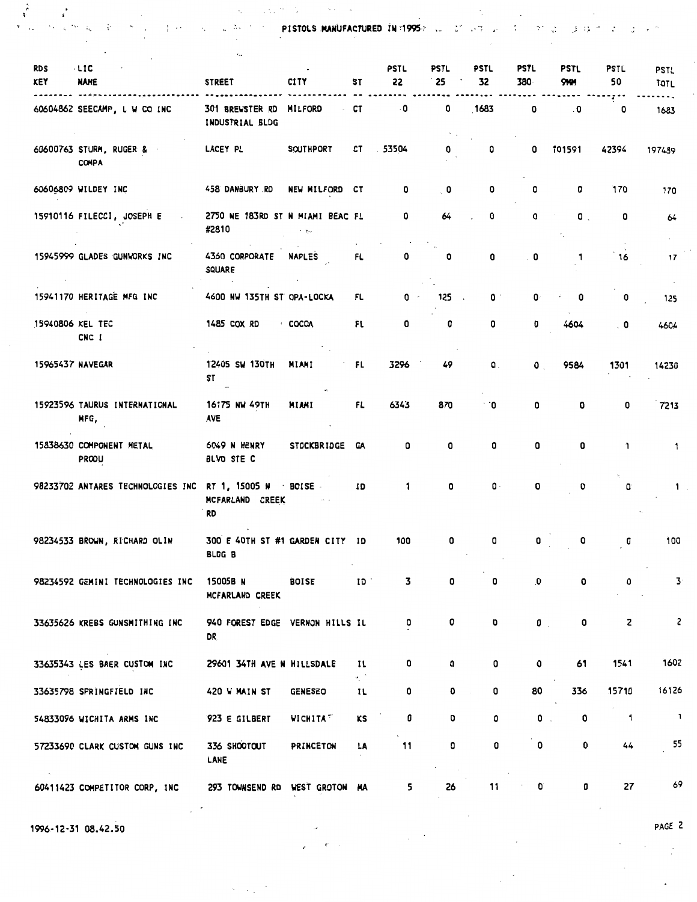PISTOLS MANUFACTURED IN 1995

| RDS KEY | LIC NAME | STREET | CITY | ST | PSTL 22 | PSTL 25 | PSTL 32 | PSTL 380 | PSTL 9MM | PSTL 50 | PSTL TOTL |
|---|---|---|---|---|---|---|---|---|---|---|---|
| 60604862 | SEECAMP, L W CO INC | 301 BREWSTER RD INDUSTRIAL BLDG | MILFORD | CT | 0 | 0 | 1683 | 0 | 0 | 0 | 1683 |
| 60600763 | STURM, RUGER & COMPA | LACEY PL | SOUTHPORT | CT | 53504 | 0 | 0 | 0 | 101591 | 42394 | 197489 |
| 60606809 | WILDEY INC | 458 DANBURY RD | NEW MILFORD | CT | 0 | 0 | 0 | 0 | 0 | 170 | 170 |
| 15910116 | FILECCI, JOSEPH E | 2750 NE 183RD ST #2810 | N MIAMI BEAC | FL | 0 | 64 | 0 | 0 | 0 | 0 | 64 |
| 15945999 | GLADES GUNWORKS INC | 4360 CORPORATE SQUARE | NAPLES | FL | 0 | 0 | 0 | 0 | 1 | 16 | 17 |
| 15941170 | HERITAGE MFG INC | 4600 NW 135TH ST | OPA-LOCKA | FL | 0 | 125 | 0 | 0 | 0 | 0 | 125 |
| 15940806 | KEL TEC CNC I | 1485 COX RD | COCOA | FL | 0 | 0 | 0 | 0 | 4604 | 0 | 4604 |
| 15965437 | NAVEGAR | 12405 SW 130TH ST | MIAMI | FL | 3296 | 49 | 0 | 0 | 9584 | 1301 | 14230 |
| 15923596 | TAURUS INTERNATIONAL MFG, | 16175 NW 49TH AVE | MIAMI | FL | 6343 | 870 | 0 | 0 | 0 | 0 | 7213 |
| 15838630 | COMPONENT METAL PRODU | 6049 N HENRY BLVD STE C | STOCKBRIDGE | GA | 0 | 0 | 0 | 0 | 0 | 1 | 1 |
| 98233702 | ANTARES TECHNOLOGIES INC | RT 1, 15005 N MCFARLAND CREEK RD | BOISE | ID | 1 | 0 | 0 | 0 | 0 | 0 | 1 |
| 98234533 | BROWN, RICHARD OLIN | 300 E 40TH ST #1 BLDG B | GARDEN CITY | ID | 100 | 0 | 0 | 0 | 0 | 0 | 100 |
| 98234592 | GEMINI TECHNOLOGIES INC | 15005B N MCFARLAND CREEK | BOISE | ID | 3 | 0 | 0 | 0 | 0 | 0 | 3 |
| 33635626 | KREBS GUNSMITHING INC | 940 FOREST EDGE DR | VERNON HILLS | IL | 0 | 0 | 0 | 0 | 0 | 2 | 2 |
| 33635343 | LES BAER CUSTOM INC | 29601 34TH AVE N | HILLSDALE | IL | 0 | 0 | 0 | 0 | 61 | 1541 | 1602 |
| 33635798 | SPRINGFIELD INC | 420 W MAIN ST | GENESEO | IL | 0 | 0 | 0 | 80 | 336 | 15710 | 16126 |
| 54833096 | WICHITA ARMS INC | 923 E GILBERT | WICHITA | KS | 0 | 0 | 0 | 0 | 0 | 1 | 1 |
| 57233690 | CLARK CUSTOM GUNS INC | 336 SHOOTOUT LANE | PRINCETON | LA | 11 | 0 | 0 | 0 | 0 | 44 | 55 |
| 60411423 | COMPETITOR CORP, INC | 293 TOWNSEND RD | WEST GROTON | MA | 5 | 26 | 11 | 0 | 0 | 27 | 69 |

1996-12-31 08.42.50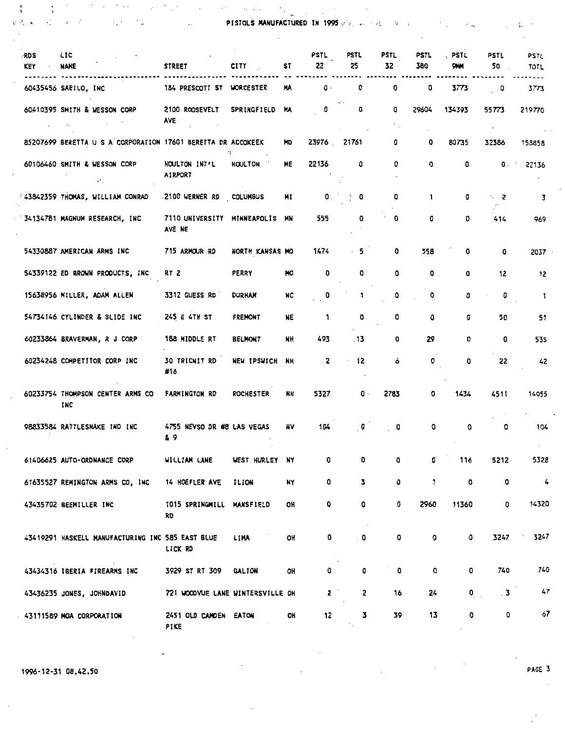# PISTOLS MANUFACTURED IN 1995

| RDS KEY | LIC NAME | STREET | CITY | ST | PSTL 22 | PSTL 25 | PSTL 32 | PSTL 380 | PSTL 9MM | PSTL 50 | PSTL TOTL |
|---|---|---|---|---|---|---|---|---|---|---|---|
| 60435456 | SAEILO, INC | 184 PRESCOTT ST | WORCESTER | MA | 0 | 0 | 0 | 0 | 3773 | 0 | 3773 |
| 60410395 | SMITH & WESSON CORP | 2100 ROOSEVELT AVE | SPRINGFIELD | MA | 0 | 0 | 0 | 29604 | 134393 | 55773 | 219770 |
| 85207699 | BERETTA U S A CORPORATION | 17601 BERETTA DR | ACCOKEEK | MD | 23976 | 21761 | 0 | 0 | 80735 | 32386 | 158858 |
| 60106460 | SMITH & WESSON CORP | HOULTON INT'L AIRPORT | HOULTON | ME | 22136 | 0 | 0 | 0 | 0 | 0 | 22136 |
| 43842359 | THOMAS, WILLIAM CONRAD | 2100 WERNER RD | COLUMBUS | MI | 0 | 0 | 0 | 1 | 0 | 2 | 3 |
| 34134781 | MAGNUM RESEARCH, INC | 7110 UNIVERSITY AVE NE | MINNEAPOLIS | MN | 555 | 0 | 0 | 0 | 0 | 414 | 969 |
| 54330887 | AMERICAN ARMS INC | 715 ARMOUR RD | NORTH KANSAS | MO | 1474 | 5 | 0 | 558 | 0 | 0 | 2037 |
| 54339122 | ED BROWN PRODUCTS, INC | RT 2 | PERRY | MO | 0 | 0 | 0 | 0 | 0 | 12 | 12 |
| 15638956 | MILLER, ADAM ALLEN | 3312 GUESS RD | DURHAM | NC | 0 | 1 | 0 | 0 | 0 | 0 | 1 |
| 54734146 | CYLINDER & SLIDE INC | 245 E 4TH ST | FREMONT | NE | 1 | 0 | 0 | 0 | 0 | 50 | 51 |
| 60233864 | BRAVERMAN, R J CORP | 188 MIDDLE RT | BELMONT | NH | 493 | 13 | 0 | 29 | 0 | 0 | 535 |
| 60234248 | COMPETITOR CORP INC | 30 TRICNIT RD #16 | NEW IPSWICH | NH | 2 | 12 | 6 | 0 | 0 | 22 | 42 |
| 60233754 | THOMPSON CENTER ARMS CO INC | FARMINGTON RD | ROCHESTER | NH | 5327 | 0 | 2783 | 0 | 1434 | 4511 | 14055 |
| 98833584 | RATTLESNAKE IND INC | 4755 NEVSO DR #8 & 9 | LAS VEGAS | NV | 104 | 0 | 0 | 0 | 0 | 0 | 104 |
| 61406625 | AUTO-ORDNANCE CORP | WILLIAM LANE | WEST HURLEY | NY | 0 | 0 | 0 | 0 | 116 | 5212 | 5328 |
| 61635527 | REMINGTON ARMS CO, INC | 14 HOEFLER AVE | ILION | NY | 0 | 3 | 0 | 1 | 0 | 0 | 4 |
| 43435702 | BEEMILLER INC | 1015 SPRINGMILL RD | MANSFIELD | OH | 0 | 0 | 0 | 2960 | 11360 | 0 | 14320 |
| 43419291 | HASKELL MANUFACTURING INC | 585 EAST BLUE LICK RD | LIMA | OH | 0 | 0 | 0 | 0 | 0 | 3247 | 3247 |
| 43434316 | IBERIA FIREARMS INC | 3929 ST RT 309 | GALION | OH | 0 | 0 | 0 | 0 | 0 | 740 | 740 |
| 43436235 | JONES, JOHNDAVID | 721 WOODVUE LANE | WINTERSVILLE | OH | 2 | 2 | 16 | 24 | 0 | 3 | 47 |
| 43111589 | MOA CORPORATION | 2451 OLD CAMDEN PIKE | EATON | OH | 12 | 3 | 39 | 13 | 0 | 0 | 67 |

1996-12-31 08.42.50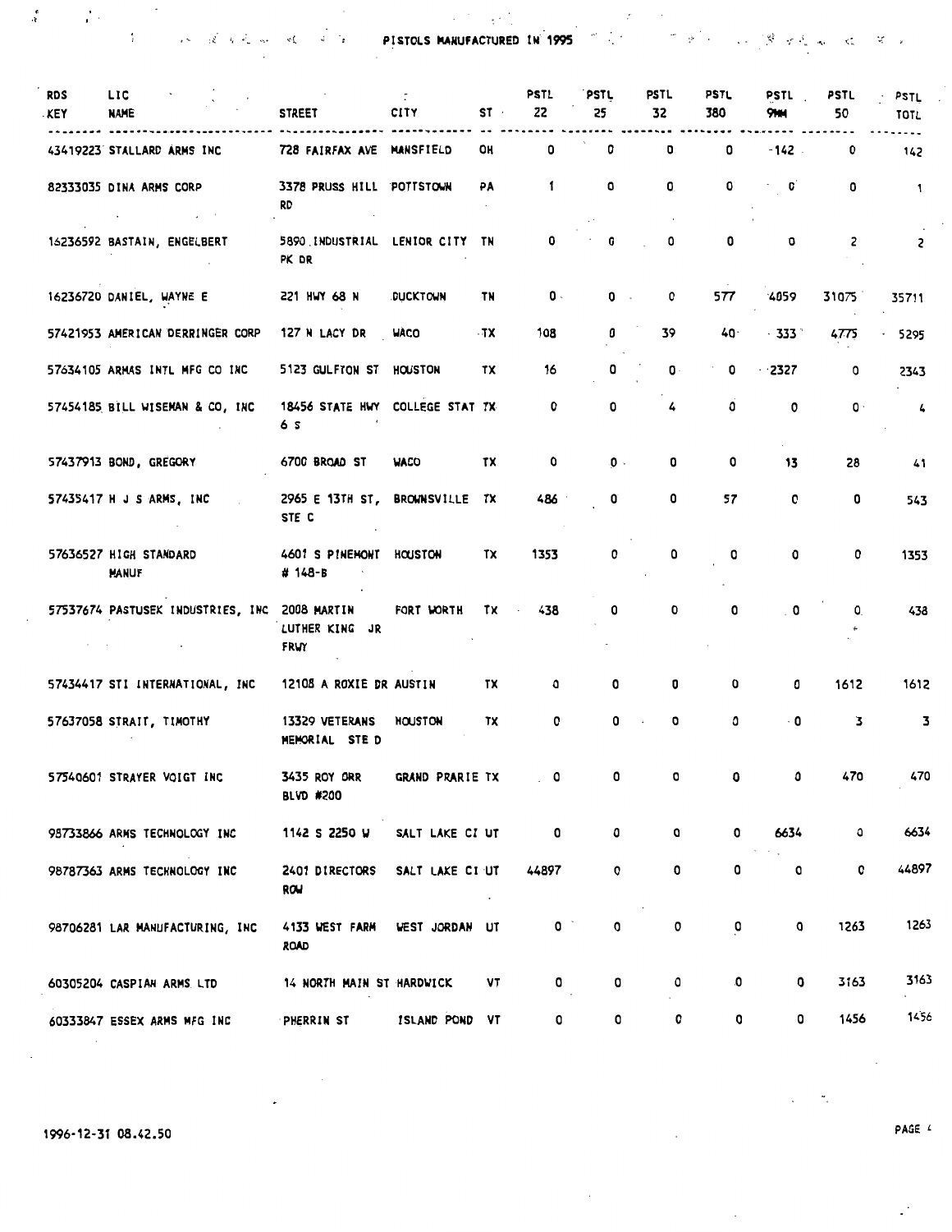# PISTOLS MANUFACTURED IN 1995

| RDS KEY | LIC NAME | STREET | CITY | ST | PSTL 22 | PSTL 25 | PSTL 32 | PSTL 380 | PSTL 9MM | PSTL 50 | PSTL TOTL |
|---|---|---|---|---|---|---|---|---|---|---|---|
| 43419223 | STALLARD ARMS INC | 728 FAIRFAX AVE | MANSFIELD | OH | 0 | 0 | 0 | 0 | 142 | 0 | 142 |
| 82333035 | DINA ARMS CORP | 3378 PRUSS HILL RD | POTTSTOWN | PA | 1 | 0 | 0 | 0 | 0 | 0 | 1 |
| 16236592 | BASTAIN, ENGELBERT | 5890 INDUSTRIAL PK DR | LENIOR CITY | TN | 0 | 0 | 0 | 0 | 0 | 2 | 2 |
| 16236720 | DANIEL, WAYNE E | 221 HWY 68 N | DUCKTOWN | TN | 0 | 0 | 0 | 577 | 4059 | 31075 | 35711 |
| 57421953 | AMERICAN DERRINGER CORP | 127 N LACY DR | WACO | TX | 108 | 0 | 39 | 40 | 333 | 4775 | 5295 |
| 57634105 | ARMAS INTL MFG CO INC | 5123 GULFTON ST | HOUSTON | TX | 16 | 0 | 0 | 0 | 2327 | 0 | 2343 |
| 57454185 | BILL WISEMAN & CO, INC | 18456 STATE HWY 6 S | COLLEGE STAT | TX | 0 | 0 | 4 | 0 | 0 | 0 | 4 |
| 57437913 | BOND, GREGORY | 6700 BROAD ST | WACO | TX | 0 | 0 | 0 | 0 | 13 | 28 | 41 |
| 57435417 | H J S ARMS, INC | 2965 E 13TH ST, STE C | BROWNSVILLE | TX | 486 | 0 | 0 | 57 | 0 | 0 | 543 |
| 57636527 | HIGH STANDARD MANUF | 4601 S PINEMONT # 148-B | HOUSTON | TX | 1353 | 0 | 0 | 0 | 0 | 0 | 1353 |
| 57537674 | PASTUSEK INDUSTRIES, INC | 2008 MARTIN LUTHER KING JR FRWY | FORT WORTH | TX | 438 | 0 | 0 | 0 | 0 | 0 | 438 |
| 57434417 | STI INTERNATIONAL, INC | 12108 A ROXIE DR | AUSTIN | TX | 0 | 0 | 0 | 0 | 0 | 1612 | 1612 |
| 57637058 | STRAIT, TIMOTHY | 13329 VETERANS MEMORIAL STE D | HOUSTON | TX | 0 | 0 | 0 | 0 | 0 | 3 | 3 |
| 57540601 | STRAYER VOIGT INC | 3435 ROY ORR BLVD #200 | GRAND PRARIE | TX | 0 | 0 | 0 | 0 | 0 | 470 | 470 |
| 98733866 | ARMS TECHNOLOGY INC | 1142 S 2250 W | SALT LAKE CI | UT | 0 | 0 | 0 | 0 | 6634 | 0 | 6634 |
| 98787363 | ARMS TECHNOLOGY INC | 2401 DIRECTORS ROW | SALT LAKE CI | UT | 44897 | 0 | 0 | 0 | 0 | 0 | 44897 |
| 98706281 | LAR MANUFACTURING, INC | 4133 WEST FARM ROAD | WEST JORDAN | UT | 0 | 0 | 0 | 0 | 0 | 1263 | 1263 |
| 60305204 | CASPIAN ARMS LTD | 14 NORTH MAIN ST | HARDWICK | VT | 0 | 0 | 0 | 0 | 0 | 3163 | 3163 |
| 60333847 | ESSEX ARMS MFG INC | PHERRIN ST | ISLAND POND | VT | 0 | 0 | 0 | 0 | 0 | 1456 | 1456 |

1996-12-31 08.42.50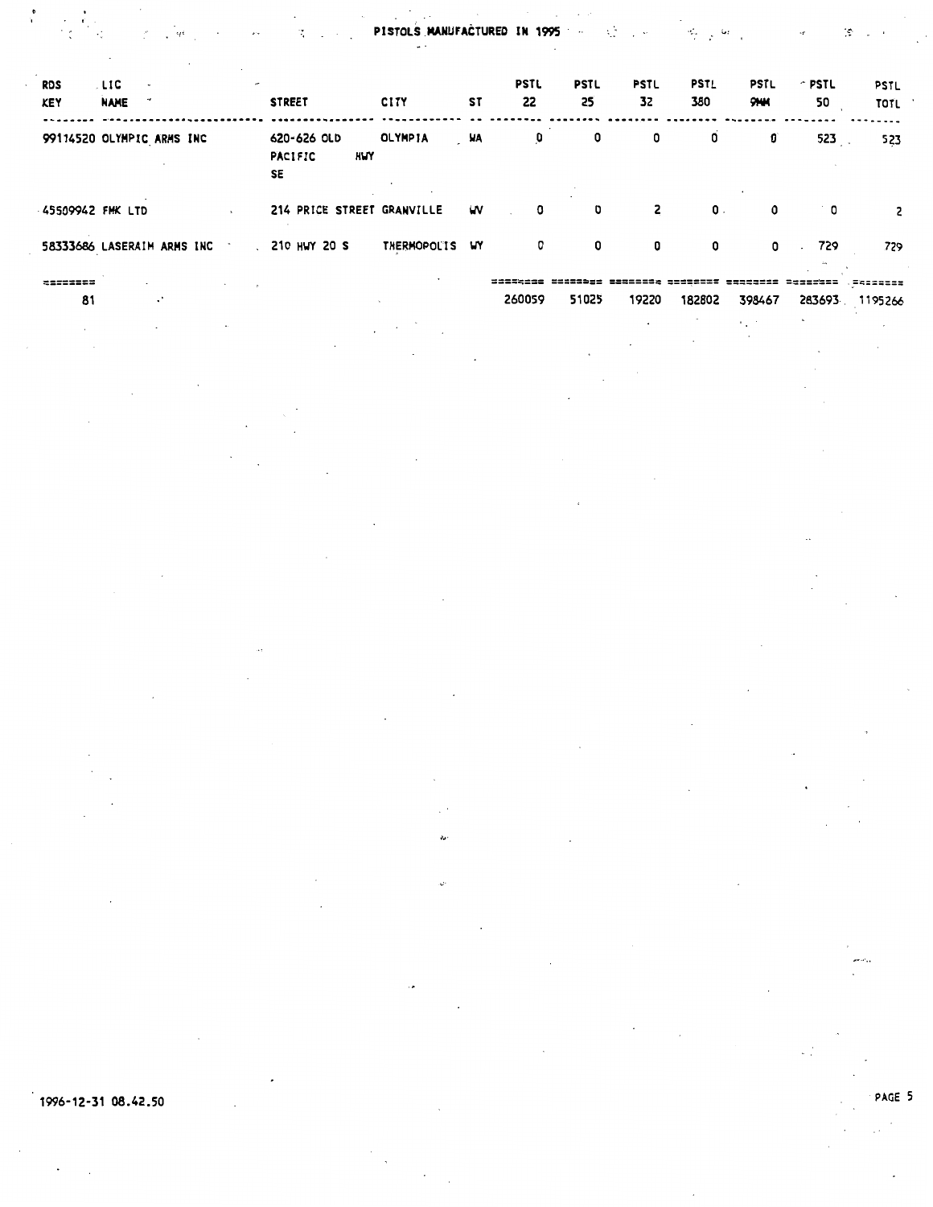# PISTOLS MANUFACTURED IN 1995

| RDS KEY | LIC NAME | STREET | CITY | ST | PSTL 22 | PSTL 25 | PSTL 32 | PSTL 380 | PSTL 9MM | PSTL 50 | PSTL TOTL |
|---|---|---|---|---|---|---|---|---|---|---|---|
| 99114520 | OLYMPIC ARMS INC | 620-626 OLD PACIFIC HWY SE | OLYMPIA | WA | 0 | 0 | 0 | 0 | 0 | 523 | 523 |
| 45509942 | FMK LTD | 214 PRICE STREET | GRANVILLE | WV | 0 | 0 | 2 | 0 | 0 | 0 | 2 |
| 58333686 | LASERAIM ARMS INC | 210 HWY 20 S | THERMOPOLIS | WY | 0 | 0 | 0 | 0 | 0 | 729 | 729 |
| 81 | | | | | 260059 | 51025 | 19220 | 182802 | 398467 | 283693 | 1195266 |

1996-12-31 08.42.50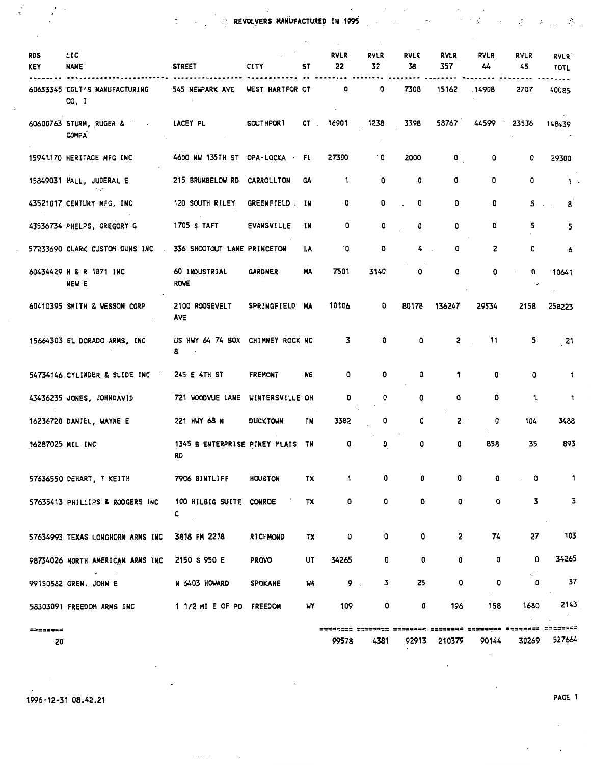# REVOLVERS MANUFACTURED IN 1995

| RDS KEY | LIC NAME | STREET | CITY | ST | RVLR 22 | RVLR 32 | RVLR 38 | RVLR 357 | RVLR 44 | RVLR 45 | RVLR TOTL |
|---|---|---|---|---|---|---|---|---|---|---|---|
| 60633345 | COLT'S MANUFACTURING CO, I | 545 NEWPARK AVE | WEST HARTFOR | CT | 0 | 0 | 7308 | 15162 | 14908 | 2707 | 40085 |
| 60600763 | STURM, RUGER & COMPA | LACEY PL | SOUTHPORT | CT | 16901 | 1238 | 3398 | 58767 | 44599 | 23536 | 148439 |
| 15941170 | HERITAGE MFG INC | 4600 NW 135TH ST | OPA-LOCKA | FL | 27300 | 0 | 2000 | 0 | 0 | 0 | 29300 |
| 15849031 | HALL, JUDERAL E | 215 BRUMBELOW RD | CARROLLTON | GA | 1 | 0 | 0 | 0 | 0 | 0 | 1 |
| 43521017 | CENTURY MFG, INC | 120 SOUTH RILEY | GREENFIELD | IN | 0 | 0 | 0 | 0 | 0 | 8 | 8 |
| 43536734 | PHELPS, GREGORY G | 1705 S TAFT | EVANSVILLE | IN | 0 | 0 | 0 | 0 | 0 | 5 | 5 |
| 57233690 | CLARK CUSTOM GUNS INC | 336 SHOOTOUT LANE | PRINCETON | LA | 0 | 0 | 4 | 0 | 2 | 0 | 6 |
| 60434429 | H & R 1871 INC NEW E | 60 INDUSTRIAL ROWE | GARDNER | MA | 7501 | 3140 | 0 | 0 | 0 | 0 | 10641 |
| 60410395 | SMITH & WESSON CORP | 2100 ROOSEVELT AVE | SPRINGFIELD | MA | 10106 | 0 | 80178 | 136247 | 29534 | 2158 | 258223 |
| 15664303 | EL DORADO ARMS, INC | US HWY 64 74 BOX 8 | CHIMNEY ROCK | NC | 3 | 0 | 0 | 2 | 11 | 5 | 21 |
| 54734146 | CYLINDER & SLIDE INC | 245 E 4TH ST | FREMONT | NE | 0 | 0 | 0 | 1 | 0 | 0 | 1 |
| 43436235 | JONES, JOHNDAVID | 721 WOODVUE LANE | WINTERSVILLE | OH | 0 | 0 | 0 | 0 | 0 | 1 | 1 |
| 16236720 | DANIEL, WAYNE E | 221 HWY 68 N | DUCKTOWN | TN | 3382 | 0 | 0 | 2 | 0 | 104 | 3488 |
| 16287025 | MIL INC | 1345 B ENTERPRISE RD | PINEY FLATS | TN | 0 | 0 | 0 | 0 | 858 | 35 | 893 |
| 57636550 | DEHART, T KEITH | 7906 BINTLIFF | HOUSTON | TX | 1 | 0 | 0 | 0 | 0 | 0 | 1 |
| 57635413 | PHILLIPS & RODGERS INC | 100 HILBIG SUITE C | CONROE | TX | 0 | 0 | 0 | 0 | 0 | 3 | 3 |
| 57634993 | TEXAS LONGHORN ARMS INC | 3818 FM 2218 | RICHMOND | TX | 0 | 0 | 0 | 2 | 74 | 27 | 103 |
| 98734026 | NORTH AMERICAN ARMS INC | 2150 S 950 E | PROVO | UT | 34265 | 0 | 0 | 0 | 0 | 0 | 34265 |
| 99150582 | GREN, JOHN E | N 6403 HOWARD | SPOKANE | WA | 9 | 3 | 25 | 0 | 0 | 0 | 37 |
| 58303091 | FREEDOM ARMS INC | 1 1/2 MI E OF PO | FREEDOM | WY | 109 | 0 | 0 | 196 | 158 | 1680 | 2143 |
| 20 | | | | | 99578 | 4381 | 92913 | 210379 | 90144 | 30269 | 527664 |

1996-12-31 08.42.21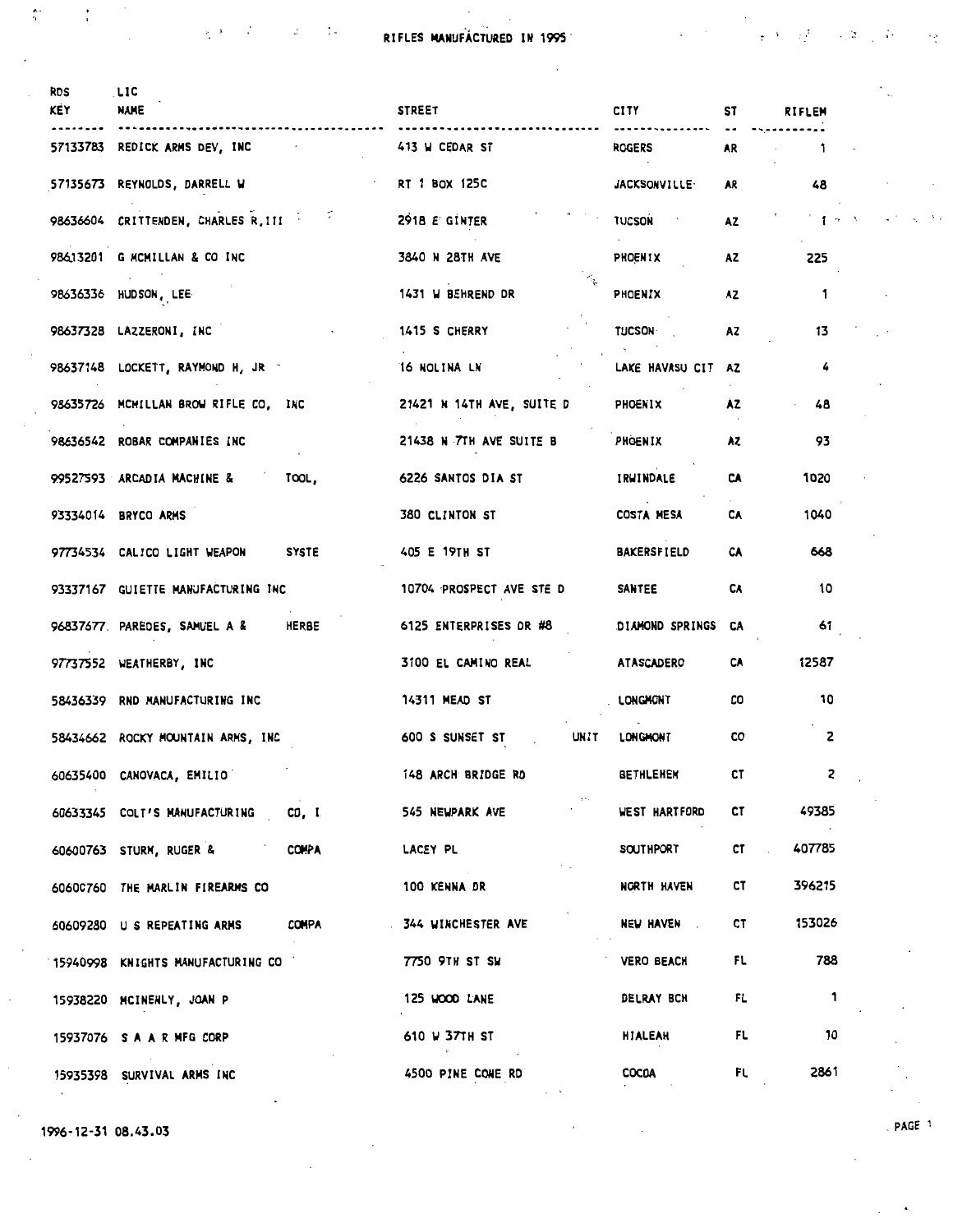# RIFLES MANUFACTURED IN 1995

| RDS KEY | LIC NAME | STREET | CITY | ST | RIFLEM |
|---|---|---|---|---|---|
| 57133783 | REDICK ARMS DEV, INC | 413 W CEDAR ST | ROGERS | AR | 1 |
| 57135673 | REYNOLDS, DARRELL W | RT 1 BOX 125C | JACKSONVILLE | AR | 48 |
| 98636604 | CRITTENDEN, CHARLES R,III | 2918 E GINTER | TUCSON | AZ | 1 |
| 98613201 | G MCMILLAN & CO INC | 3840 N 28TH AVE | PHOENIX | AZ | 225 |
| 98636336 | HUDSON, LEE | 1431 W BEHREND DR | PHOENIX | AZ | 1 |
| 98637328 | LAZZERONI, INC | 1415 S CHERRY | TUCSON | AZ | 13 |
| 98637148 | LOCKETT, RAYMOND H, JR | 16 NOLINA LN | LAKE HAVASU CIT | AZ | 4 |
| 98635726 | MCMILLAN BROW RIFLE CO, INC | 21421 N 14TH AVE, SUITE D | PHOENIX | AZ | 48 |
| 98636542 | ROBAR COMPANIES INC | 21438 N 7TH AVE SUITE B | PHOENIX | AZ | 93 |
| 99527593 | ARCADIA MACHINE & TOOL, | 6226 SANTOS DIA ST | IRWINDALE | CA | 1020 |
| 93334014 | BRYCO ARMS | 380 CLINTON ST | COSTA MESA | CA | 1040 |
| 97734534 | CALICO LIGHT WEAPON SYSTE | 405 E 19TH ST | BAKERSFIELD | CA | 668 |
| 93337167 | GUIETTE MANUFACTURING INC | 10704 PROSPECT AVE STE D | SANTEE | CA | 10 |
| 96837677 | PAREDES, SAMUEL A & HERBE | 6125 ENTERPRISES DR #8 | DIAMOND SPRINGS | CA | 61 |
| 97737552 | WEATHERBY, INC | 3100 EL CAMINO REAL | ATASCADERO | CA | 12587 |
| 58436339 | RND MANUFACTURING INC | 14311 MEAD ST | LONGMONT | CO | 10 |
| 58434662 | ROCKY MOUNTAIN ARMS, INC | 600 S SUNSET ST UNIT | LONGMONT | CO | 2 |
| 60635400 | CANOVACA, EMILIO | 148 ARCH BRIDGE RD | BETHLEHEM | CT | 2 |
| 60633345 | COLT'S MANUFACTURING CO, I | 545 NEWPARK AVE | WEST HARTFORD | CT | 49385 |
| 60600763 | STURM, RUGER & COMPA | LACEY PL | SOUTHPORT | CT | 407785 |
| 60600760 | THE MARLIN FIREARMS CO | 100 KENNA DR | NORTH HAVEN | CT | 396215 |
| 60609280 | U S REPEATING ARMS COMPA | 344 WINCHESTER AVE | NEW HAVEN | CT | 153026 |
| 15940998 | KNIGHTS MANUFACTURING CO | 7750 9TH ST SW | VERO BEACH | FL | 788 |
| 15938220 | MCINEHLY, JOAN P | 125 WOOD LANE | DELRAY BCH | FL | 1 |
| 15937076 | S A A R MFG CORP | 610 W 37TH ST | HIALEAH | FL | 10 |
| 15935398 | SURVIVAL ARMS INC | 4500 PINE CONE RD | COCOA | FL | 2861 |

1996-12-31 08.43.03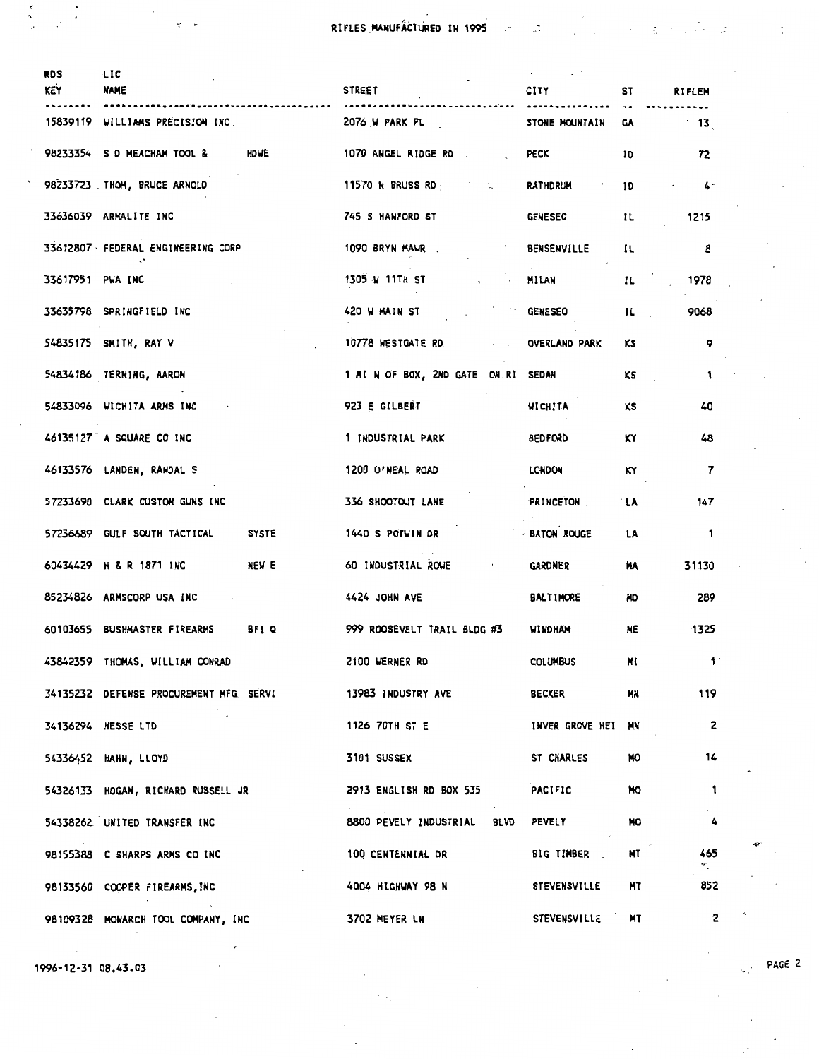# RIFLES MANUFACTURED IN 1995

| RDS KEY | LIC NAME | STREET | CITY | ST | RIFLEM |
|---|---|---|---|---|---|
| 15839119 | WILLIAMS PRECISION INC. | 2076 W PARK PL | STONE MOUNTAIN | GA | 13 |
| 98233354 | S D MEACHAM TOOL & HOWE | 1070 ANGEL RIDGE RD | PECK | ID | 72 |
| 98233723 | THOM, BRUCE ARNOLD | 11570 N BRUSS RD | RATHDRUM | ID | 4 |
| 33636039 | ARMALITE INC | 745 S HANFORD ST | GENESEO | IL | 1215 |
| 33612807 | FEDERAL ENGINEERING CORP | 1090 BRYN MAWR | BENSENVILLE | IL | 8 |
| 33617951 | PWA INC | 1305 W 11TH ST | MILAN | IL | 1978 |
| 33635798 | SPRINGFIELD INC | 420 W MAIN ST | GENESEO | IL | 9068 |
| 54835175 | SMITH, RAY V | 10778 WESTGATE RD | OVERLAND PARK | KS | 9 |
| 54834186 | TERNING, AARON | 1 MI N OF BOX, 2ND GATE ON RI | SEDAN | KS | 1 |
| 54833096 | WICHITA ARMS INC | 923 E GILBERT | WICHITA | KS | 40 |
| 46135127 | A SQUARE CO INC | 1 INDUSTRIAL PARK | BEDFORD | KY | 48 |
| 46133576 | LANDEN, RANDAL S | 1200 O'NEAL ROAD | LONDON | KY | 7 |
| 57233690 | CLARK CUSTOM GUNS INC | 336 SHOOTOUT LANE | PRINCETON | LA | 147 |
| 57236689 | GULF SOUTH TACTICAL SYSTE | 1440 S POTWIN DR | BATON ROUGE | LA | 1 |
| 60434429 | H & R 1871 INC NEW E | 60 INDUSTRIAL ROWE | GARDNER | MA | 31130 |
| 85234826 | ARMSCORP USA INC | 4424 JOHN AVE | BALTIMORE | MD | 289 |
| 60103655 | BUSHMASTER FIREARMS BFI Q | 999 ROOSEVELT TRAIL BLDG #3 | WINDHAM | ME | 1325 |
| 43842359 | THOMAS, WILLIAM CONRAD | 2100 WERNER RD | COLUMBUS | MI | 1 |
| 34135232 | DEFENSE PROCUREMENT MFG SERVI | 13983 INDUSTRY AVE | BECKER | MN | 119 |
| 34136294 | HESSE LTD | 1126 70TH ST E | INVER GROVE HEI | MN | 2 |
| 54336452 | HAHN, LLOYD | 3101 SUSSEX | ST CHARLES | MO | 14 |
| 54326133 | HOGAN, RICHARD RUSSELL JR | 2913 ENGLISH RD BOX 535 | PACIFIC | MO | 1 |
| 54338262 | UNITED TRANSFER INC | 8800 PEVELY INDUSTRIAL BLVD | PEVELY | MO | 4 |
| 98155388 | C SHARPS ARMS CO INC | 100 CENTENNIAL DR | BIG TIMBER | MT | 465 |
| 98133560 | COOPER FIREARMS, INC | 4004 HIGHWAY 98 N | STEVENSVILLE | MT | 852 |
| 98109328 | MONARCH TOOL COMPANY, INC | 3702 MEYER LN | STEVENSVILLE | MT | 2 |

1996-12-31 08.43.03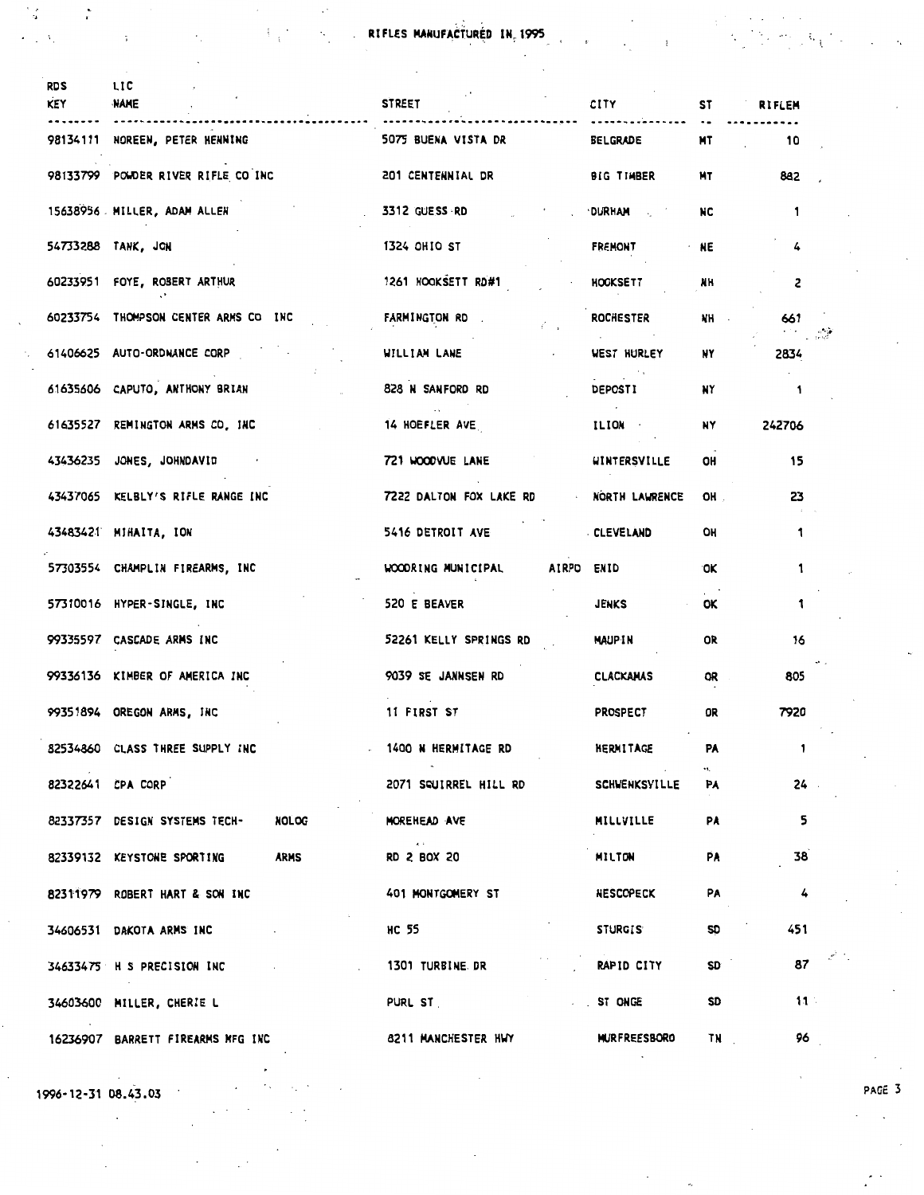# RIFLES MANUFACTURED IN 1995

| RDS KEY | LIC NAME | STREET | CITY | ST | RIFLEM |
|---|---|---|---|---|---|
| 98134111 | NOREEN, PETER HENNING | 5075 BUENA VISTA DR | BELGRADE | MT | 10 |
| 98133799 | POWDER RIVER RIFLE CO INC | 201 CENTENNIAL DR | BIG TIMBER | MT | 882 |
| 15638956 | MILLER, ADAM ALLEN | 3312 GUESS RD | DURHAM | NC | 1 |
| 54733288 | TANK, JON | 1324 OHIO ST | FREMONT | NE | 4 |
| 60233951 | FOYE, ROBERT ARTHUR | 1261 HOOKSETT RD#1 | HOOKSETT | NH | 2 |
| 60233754 | THOMPSON CENTER ARMS CO INC | FARMINGTON RD | ROCHESTER | NH | 661 |
| 61406625 | AUTO-ORDNANCE CORP | WILLIAM LANE | WEST HURLEY | NY | 2834 |
| 61635606 | CAPUTO, ANTHONY BRIAN | 828 N SANFORD RD | DEPOSTI | NY | 1 |
| 61635527 | REMINGTON ARMS CO, INC | 14 HOEFLER AVE | ILION | NY | 242706 |
| 43436235 | JONES, JOHNDAVID | 721 WOODVUE LANE | WINTERSVILLE | OH | 15 |
| 43437065 | KELBLY'S RIFLE RANGE INC | 7222 DALTON FOX LAKE RD | NORTH LAWRENCE | OH | 23 |
| 43483421 | MIHAITA, ION | 5416 DETROIT AVE | CLEVELAND | OH | 1 |
| 57303554 | CHAMPLIN FIREARMS, INC | WOODRING MUNICIPAL AIRPO | ENID | OK | 1 |
| 57310016 | HYPER-SINGLE, INC | 520 E BEAVER | JENKS | OK | 1 |
| 99335597 | CASCADE ARMS INC | 52261 KELLY SPRINGS RD | MAUPIN | OR | 16 |
| 99336136 | KIMBER OF AMERICA INC | 9039 SE JANNSEN RD | CLACKAMAS | OR | 805 |
| 99351894 | OREGON ARMS, INC | 11 FIRST ST | PROSPECT | OR | 7920 |
| 82534860 | CLASS THREE SUPPLY INC | 1400 N HERMITAGE RD | HERMITAGE | PA | 1 |
| 82322641 | CPA CORP | 2071 SQUIRREL HILL RD | SCHWENKSVILLE | PA | 24 |
| 82337357 | DESIGN SYSTEMS TECH- NOLOG | MOREHEAD AVE | MILLVILLE | PA | 5 |
| 82339132 | KEYSTONE SPORTING ARMS | RD 2 BOX 20 | MILTON | PA | 38 |
| 82311979 | ROBERT HART & SON INC | 401 MONTGOMERY ST | NESCOPECK | PA | 4 |
| 34606531 | DAKOTA ARMS INC | HC 55 | STURGIS | SD | 451 |
| 34633475 | H S PRECISION INC | 1301 TURBINE DR | RAPID CITY | SD | 87 |
| 34603600 | MILLER, CHERIE L | PURL ST | ST ONGE | SD | 11 |
| 16236907 | BARRETT FIREARMS MFG INC | 8211 MANCHESTER HWY | MURFREESBORO | TN | 96 |

1996-12-31 08.43.03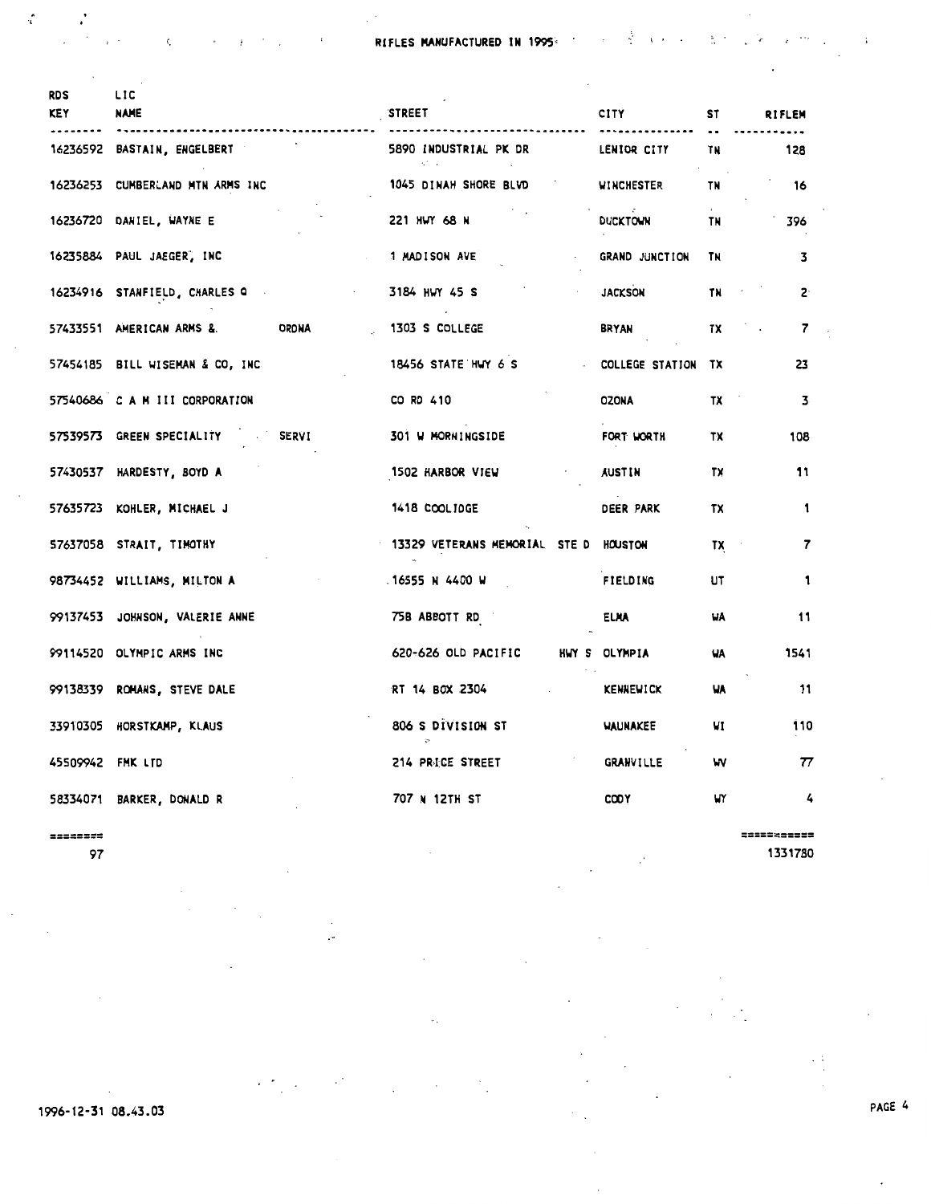# RIFLES MANUFACTURED IN 1995

| RDS KEY | LIC NAME | STREET | CITY | ST | RIFLEM |
|---|---|---|---|---|---|
| 16236592 | BASTAIN, ENGELBERT | 5890 INDUSTRIAL PK DR | LENIOR CITY | TN | 128 |
| 16236253 | CUMBERLAND MTN ARMS INC | 1045 DINAH SHORE BLVD | WINCHESTER | TN | 16 |
| 16236720 | DANIEL, WAYNE E | 221 HWY 68 N | DUCKTOWN | TN | 396 |
| 16235884 | PAUL JAEGER, INC | 1 MADISON AVE | GRAND JUNCTION | TN | 3 |
| 16234916 | STANFIELD, CHARLES Q | 3184 HWY 45 S | JACKSON | TN | 2 |
| 57433551 | AMERICAN ARMS & ORDNA | 1303 S COLLEGE | BRYAN | TX | 7 |
| 57454185 | BILL WISEMAN & CO, INC | 18456 STATE HWY 6 S | COLLEGE STATION | TX | 23 |
| 57540686 | C A M III CORPORATION | CO RD 410 | OZONA | TX | 3 |
| 57539573 | GREEN SPECIALITY SERVI | 301 W MORNINGSIDE | FORT WORTH | TX | 108 |
| 57430537 | HARDESTY, BOYD A | 1502 HARBOR VIEW | AUSTIN | TX | 11 |
| 57635723 | KOHLER, MICHAEL J | 1418 COOLIDGE | DEER PARK | TX | 1 |
| 57637058 | STRAIT, TIMOTHY | 13329 VETERANS MEMORIAL STE D | HOUSTON | TX | 7 |
| 98734452 | WILLIAMS, MILTON A | 16555 N 4400 W | FIELDING | UT | 1 |
| 99137453 | JOHNSON, VALERIE ANNE | 758 ABBOTT RD | ELMA | WA | 11 |
| 99114520 | OLYMPIC ARMS INC | 620-626 OLD PACIFIC HWY S | OLYMPIA | WA | 1541 |
| 99138339 | ROMANS, STEVE DALE | RT 14 BOX 2304 | KENNEWICK | WA | 11 |
| 33910305 | HORSTKAMP, KLAUS | 806 S DIVISION ST | WAUNAKEE | WI | 110 |
| 45509942 | FMK LTD | 214 PRICE STREET | GRANVILLE | WV | 77 |
| 58334071 | BARKER, DONALD R | 707 N 12TH ST | CODY | WY | 4 |
| ======== | | | | | =========== |
| 97 | | | | | 1331780 |

1996-12-31 08.43.03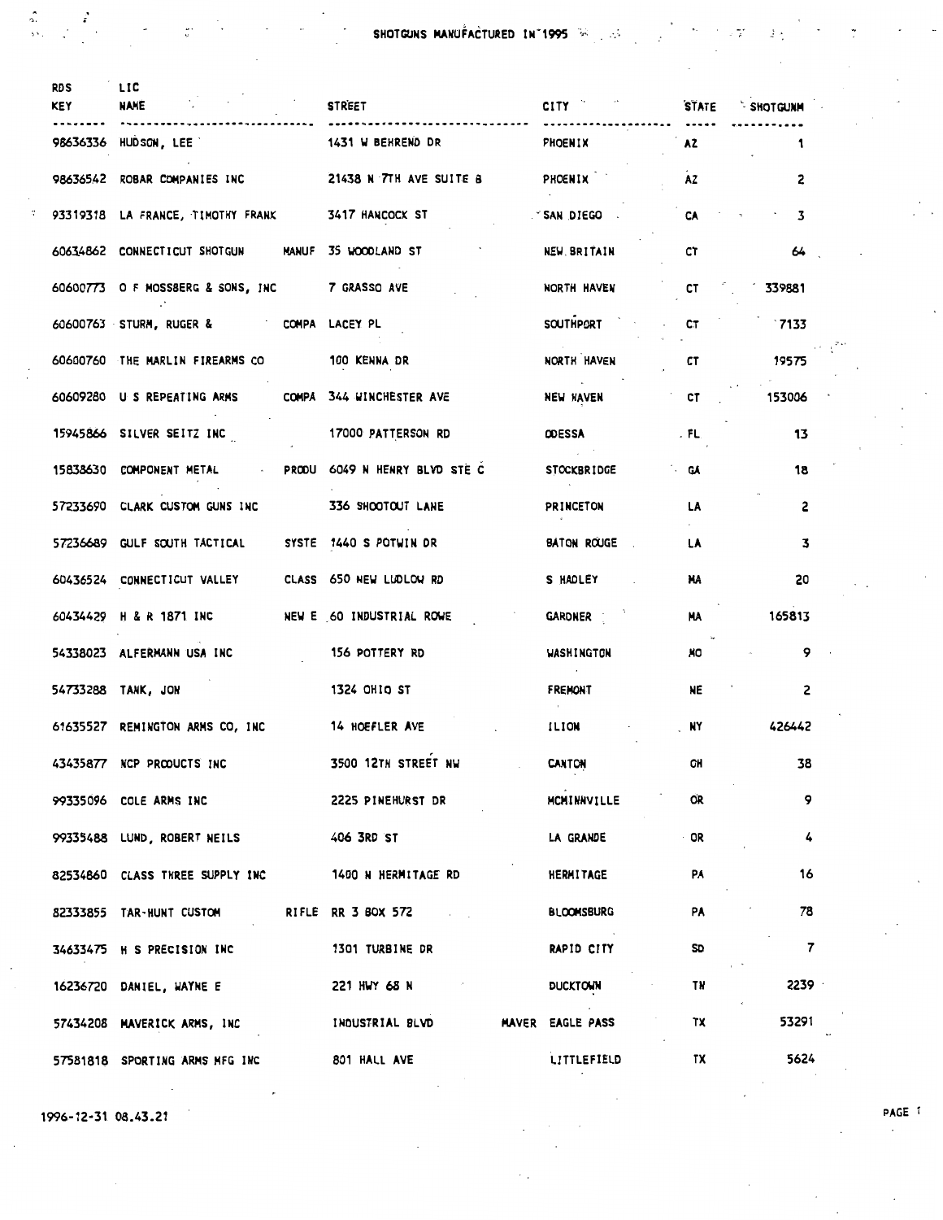# SHOTGUNS MANUFACTURED IN 1995

| RDS KEY | LIC NAME | | STREET | | CITY | STATE | SHOTGUNM |
|---|---|---|---|---|---|---|---|
| 98636336 | HUDSON, LEE | | 1431 W BEHREND DR | | PHOENIX | AZ | 1 |
| 98636542 | ROBAR COMPANIES INC | | 21438 N 7TH AVE SUITE B | | PHOENIX | AZ | 2 |
| 93319318 | LA FRANCE, TIMOTHY FRANK | | 3417 HANCOCK ST | | SAN DIEGO | CA | 3 |
| 60634862 | CONNECTICUT SHOTGUN | MANUF | 35 WOODLAND ST | | NEW BRITAIN | CT | 64 |
| 60600773 | O F MOSSBERG & SONS, INC | | 7 GRASSO AVE | | NORTH HAVEN | CT | 339881 |
| 60600763 | STURM, RUGER & | COMPA | LACEY PL | | SOUTHPORT | CT | 7133 |
| 60600760 | THE MARLIN FIREARMS CO | | 100 KENNA DR | | NORTH HAVEN | CT | 19575 |
| 60609280 | U S REPEATING ARMS | COMPA | 344 WINCHESTER AVE | | NEW HAVEN | CT | 153006 |
| 15945866 | SILVER SEITZ INC | | 17000 PATTERSON RD | | ODESSA | FL | 13 |
| 15838630 | COMPONENT METAL | PRODU | 6049 N HENRY BLVD STE C | | STOCKBRIDGE | GA | 18 |
| 57233690 | CLARK CUSTOM GUNS INC | | 336 SHOOTOUT LANE | | PRINCETON | LA | 2 |
| 57236689 | GULF SOUTH TACTICAL | SYSTE | 1440 S POTWIN DR | | BATON ROUGE | LA | 3 |
| 60436524 | CONNECTICUT VALLEY | CLASS | 650 NEW LUDLOW RD | | S HADLEY | MA | 20 |
| 60434429 | H & R 1871 INC | NEW E | 60 INDUSTRIAL ROWE | | GARDNER | MA | 165813 |
| 54338023 | ALFERMANN USA INC | | 156 POTTERY RD | | WASHINGTON | MO | 9 |
| 54733288 | TANK, JON | | 1324 OHIO ST | | FREMONT | NE | 2 |
| 61635527 | REMINGTON ARMS CO, INC | | 14 HOEFLER AVE | | ILION | NY | 426442 |
| 43435877 | NCP PRODUCTS INC | | 3500 12TH STREET NW | | CANTON | OH | 38 |
| 99335096 | COLE ARMS INC | | 2225 PINEHURST DR | | MCMINNVILLE | OR | 9 |
| 99335488 | LUND, ROBERT NEILS | | 406 3RD ST | | LA GRANDE | OR | 4 |
| 82534860 | CLASS THREE SUPPLY INC | | 1400 N HERMITAGE RD | | HERMITAGE | PA | 16 |
| 82333855 | TAR-HUNT CUSTOM | RIFLE | RR 3 BOX 572 | | BLOOMSBURG | PA | 78 |
| 34633475 | H S PRECISION INC | | 1301 TURBINE DR | | RAPID CITY | SD | 7 |
| 16236720 | DANIEL, WAYNE E | | 221 HWY 68 N | | DUCKTOWN | TN | 2239 |
| 57434208 | MAVERICK ARMS, INC | | INDUSTRIAL BLVD | MAVER | EAGLE PASS | TX | 53291 |
| 57581818 | SPORTING ARMS MFG INC | | 801 HALL AVE | | LITTLEFIELD | TX | 5624 |

1996-12-31 08.43.21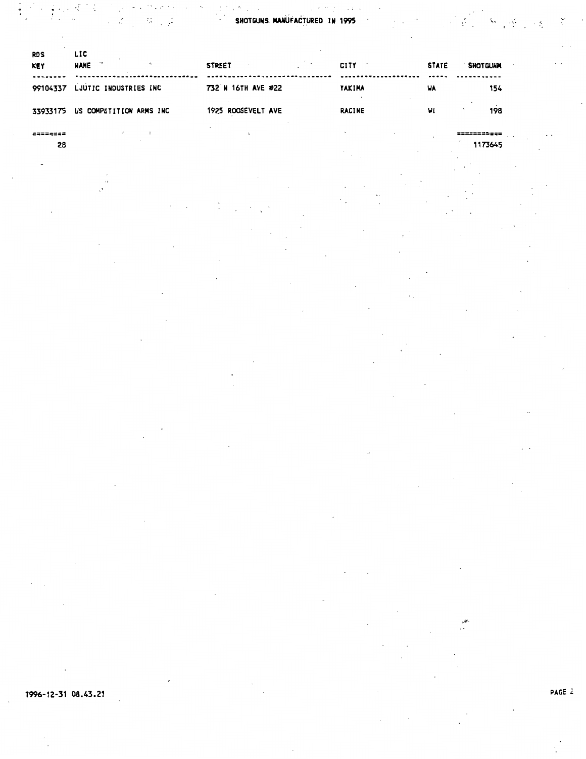# SHOTGUNS MANUFACTURED IN 1995

| RDS KEY | LIC NAME | STREET | CITY | STATE | SHOTGUNM |
|---|---|---|---|---|---|
| 99104337 | LJUTIC INDUSTRIES INC | 732 N 16TH AVE #22 | YAKIMA | WA | 154 |
| 33933175 | US COMPETITION ARMS INC | 1925 ROOSEVELT AVE | RACINE | WI | 198 |
| 28 | | | | | 1173645 |

1996-12-31 08.43.21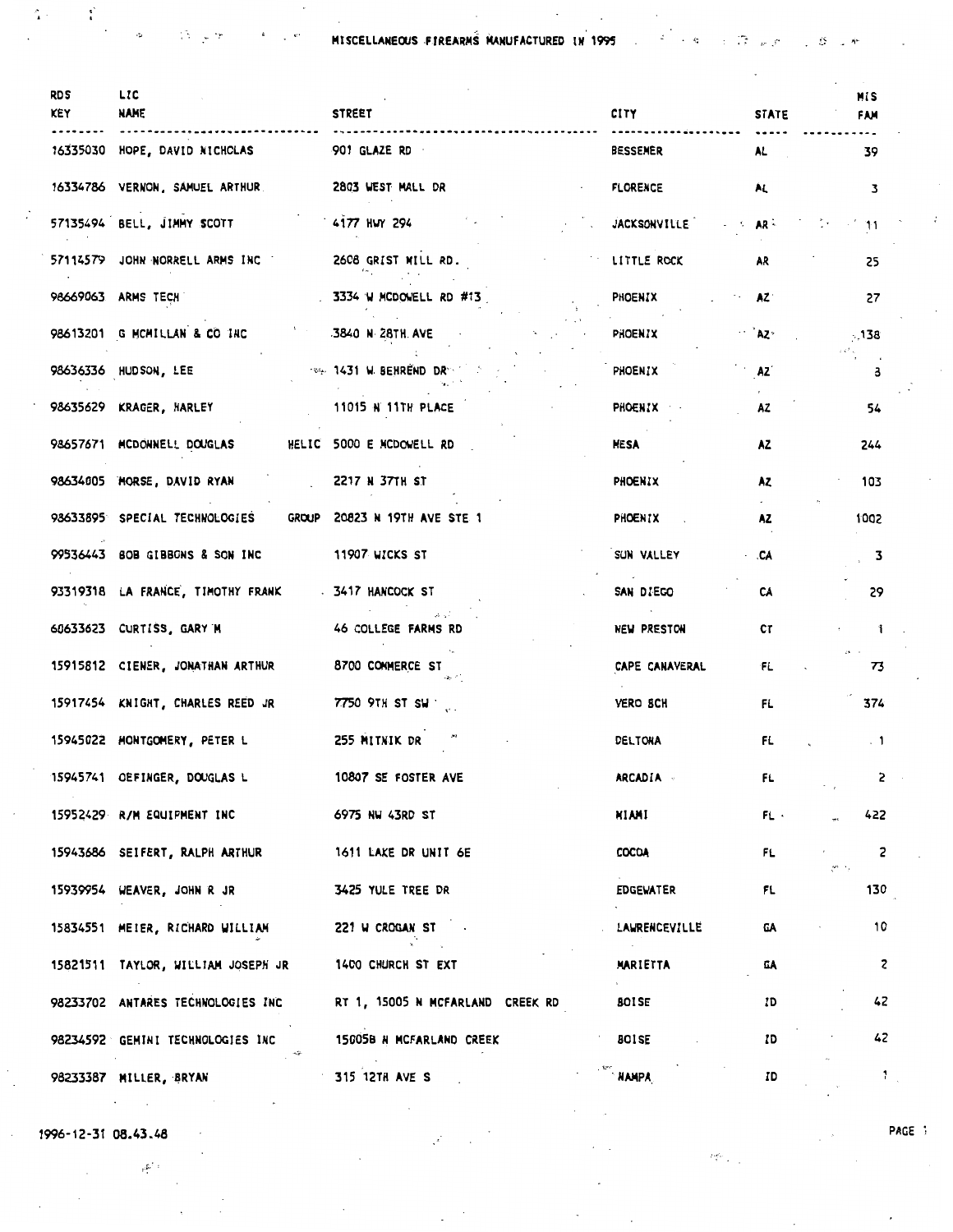# MISCELLANEOUS FIREARMS MANUFACTURED IN 1995

| RDS KEY | LIC NAME | STREET | CITY | STATE | MIS FAM |
|---|---|---|---|---|---|
| 16335030 | HOPE, DAVID NICHOLAS | 901 GLAZE RD | BESSEMER | AL | 39 |
| 16334786 | VERNON, SAMUEL ARTHUR | 2803 WEST MALL DR | FLORENCE | AL | 3 |
| 57135494 | BELL, JIMMY SCOTT | 4177 HWY 294 | JACKSONVILLE | AR | 11 |
| 57114579 | JOHN NORRELL ARMS INC | 2608 GRIST MILL RD. | LITTLE ROCK | AR | 25 |
| 98669063 | ARMS TECH | 3334 W MCDOWELL RD #13 | PHOENIX | AZ | 27 |
| 98613201 | G MCMILLAN & CO INC | 3840 N 28TH AVE | PHOENIX | AZ | 138 |
| 98636336 | HUDSON, LEE | 1431 W BEHREND DR | PHOENIX | AZ | 3 |
| 98635629 | KRAGER, HARLEY | 11015 N 11TH PLACE | PHOENIX | AZ | 54 |
| 98657671 | MCDONNELL DOUGLAS HELIC | 5000 E MCDOWELL RD | MESA | AZ | 244 |
| 98634005 | MORSE, DAVID RYAN | 2217 N 37TH ST | PHOENIX | AZ | 103 |
| 98633895 | SPECIAL TECHNOLOGIES GROUP | 20823 N 19TH AVE STE 1 | PHOENIX | AZ | 1002 |
| 99536443 | BOB GIBBONS & SON INC | 11907 WICKS ST | SUN VALLEY | CA | 3 |
| 93319318 | LA FRANCE, TIMOTHY FRANK | 3417 HANCOCK ST | SAN DIEGO | CA | 29 |
| 60633623 | CURTISS, GARY M | 46 COLLEGE FARMS RD | NEW PRESTON | CT | 1 |
| 15915812 | CIENER, JONATHAN ARTHUR | 8700 COMMERCE ST | CAPE CANAVERAL | FL | 73 |
| 15917454 | KNIGHT, CHARLES REED JR | 7750 9TH ST SW | VERO BCH | FL | 374 |
| 15945022 | MONTGOMERY, PETER L | 255 MITNIK DR | DELTONA | FL | 1 |
| 15945741 | OEFINGER, DOUGLAS L | 10807 SE FOSTER AVE | ARCADIA | FL | 2 |
| 15952429 | R/M EQUIPMENT INC | 6975 NW 43RD ST | MIAMI | FL | 422 |
| 15943686 | SEIFERT, RALPH ARTHUR | 1611 LAKE DR UNIT 6E | COCOA | FL | 2 |
| 15939954 | WEAVER, JOHN R JR | 3425 YULE TREE DR | EDGEWATER | FL | 130 |
| 15834551 | MEIER, RICHARD WILLIAM | 221 W CROGAN ST | LAWRENCEVILLE | GA | 10 |
| 15821511 | TAYLOR, WILLIAM JOSEPH JR | 1400 CHURCH ST EXT | MARIETTA | GA | 2 |
| 98233702 | ANTARES TECHNOLOGIES INC | RT 1, 15005 N MCFARLAND CREEK RD | BOISE | ID | 42 |
| 98234592 | GEMINI TECHNOLOGIES INC | 15005B N MCFARLAND CREEK | BOISE | ID | 42 |
| 98233387 | MILLER, BRYAN | 315 12TH AVE S | NAMPA | ID | 1 |

1996-12-31 08.43.48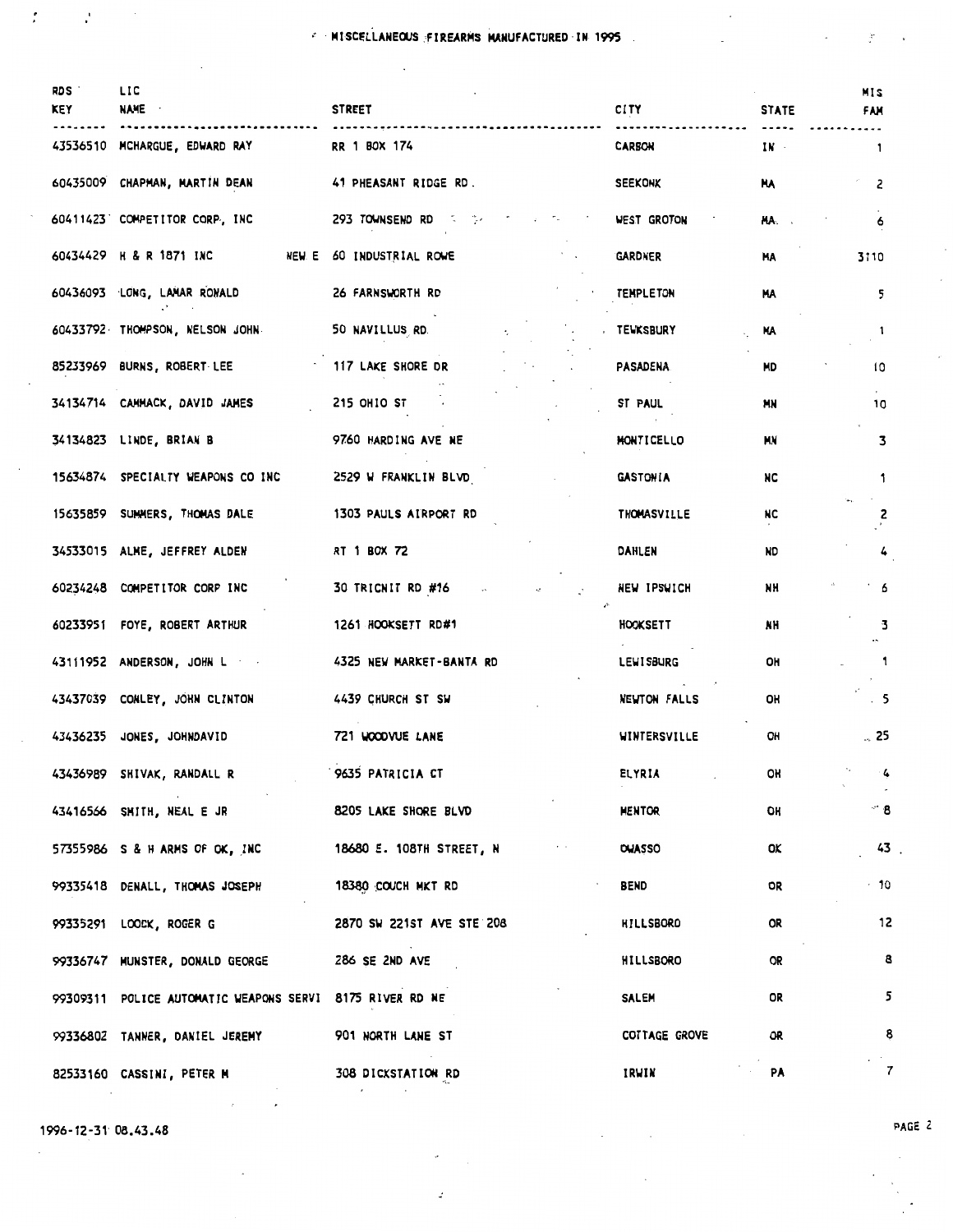# MISCELLANEOUS FIREARMS MANUFACTURED IN 1995

| RDS KEY | LIC NAME | STREET | CITY | STATE | MIS FAM |
|---|---|---|---|---|---|
| 43536510 | MCHARGUE, EDWARD RAY | RR 1 BOX 174 | CARBON | IN | 1 |
| 60435009 | CHAPMAN, MARTIN DEAN | 41 PHEASANT RIDGE RD. | SEEKONK | MA | 2 |
| 60411423 | COMPETITOR CORP, INC | 293 TOWNSEND RD | WEST GROTON | MA | 6 |
| 60434429 | H & R 1871 INC NEW E | 60 INDUSTRIAL ROWE | GARDNER | MA | 3110 |
| 60436093 | LONG, LAMAR RONALD | 26 FARNSWORTH RD | TEMPLETON | MA | 5 |
| 60433792 | THOMPSON, NELSON JOHN | 50 NAVILLUS RD | TEWKSBURY | MA | 1 |
| 85233969 | BURNS, ROBERT LEE | 117 LAKE SHORE DR | PASADENA | MD | 10 |
| 34134714 | CAMMACK, DAVID JAMES | 215 OHIO ST | ST PAUL | MN | 10 |
| 34134823 | LINDE, BRIAN B | 9760 HARDING AVE NE | MONTICELLO | MN | 3 |
| 15634874 | SPECIALTY WEAPONS CO INC | 2529 W FRANKLIN BLVD | GASTONIA | NC | 1 |
| 15635859 | SUMMERS, THOMAS DALE | 1303 PAULS AIRPORT RD | THOMASVILLE | NC | 2 |
| 34533015 | ALME, JEFFREY ALDEN | RT 1 BOX 72 | DAHLEN | ND | 4 |
| 60234248 | COMPETITOR CORP INC | 30 TRICNIT RD #16 | NEW IPSWICH | NH | 6 |
| 60233951 | FOYE, ROBERT ARTHUR | 1261 HOOKSETT RD#1 | HOOKSETT | NH | 3 |
| 43111952 | ANDERSON, JOHN L | 4325 NEW MARKET-BANTA RD | LEWISBURG | OH | 1 |
| 43437039 | CONLEY, JOHN CLINTON | 4439 CHURCH ST SW | NEWTON FALLS | OH | 5 |
| 43436235 | JONES, JOHNDAVID | 721 WOODVUE LANE | WINTERSVILLE | OH | 25 |
| 43436989 | SHIVAK, RANDALL R | 9635 PATRICIA CT | ELYRIA | OH | 4 |
| 43416566 | SMITH, NEAL E JR | 8205 LAKE SHORE BLVD | MENTOR | OH | 8 |
| 57355986 | S & H ARMS OF OK, INC | 18680 E. 108TH STREET, N | OWASSO | OK | 43 |
| 99335418 | DENALL, THOMAS JOSEPH | 18380 COUCH MKT RD | BEND | OR | 10 |
| 99335291 | LOOCK, ROGER G | 2870 SW 221ST AVE STE 208 | HILLSBORO | OR | 12 |
| 99336747 | MUNSTER, DONALD GEORGE | 286 SE 2ND AVE | HILLSBORO | OR | 8 |
| 99309311 | POLICE AUTOMATIC WEAPONS SERVI | 8175 RIVER RD NE | SALEM | OR | 5 |
| 99336802 | TANNER, DANIEL JEREMY | 901 NORTH LANE ST | COTTAGE GROVE | OR | 8 |
| 82533160 | CASSINI, PETER M | 308 DICKSTATION RD | IRWIN | PA | 7 |

1996-12-31 08.43.48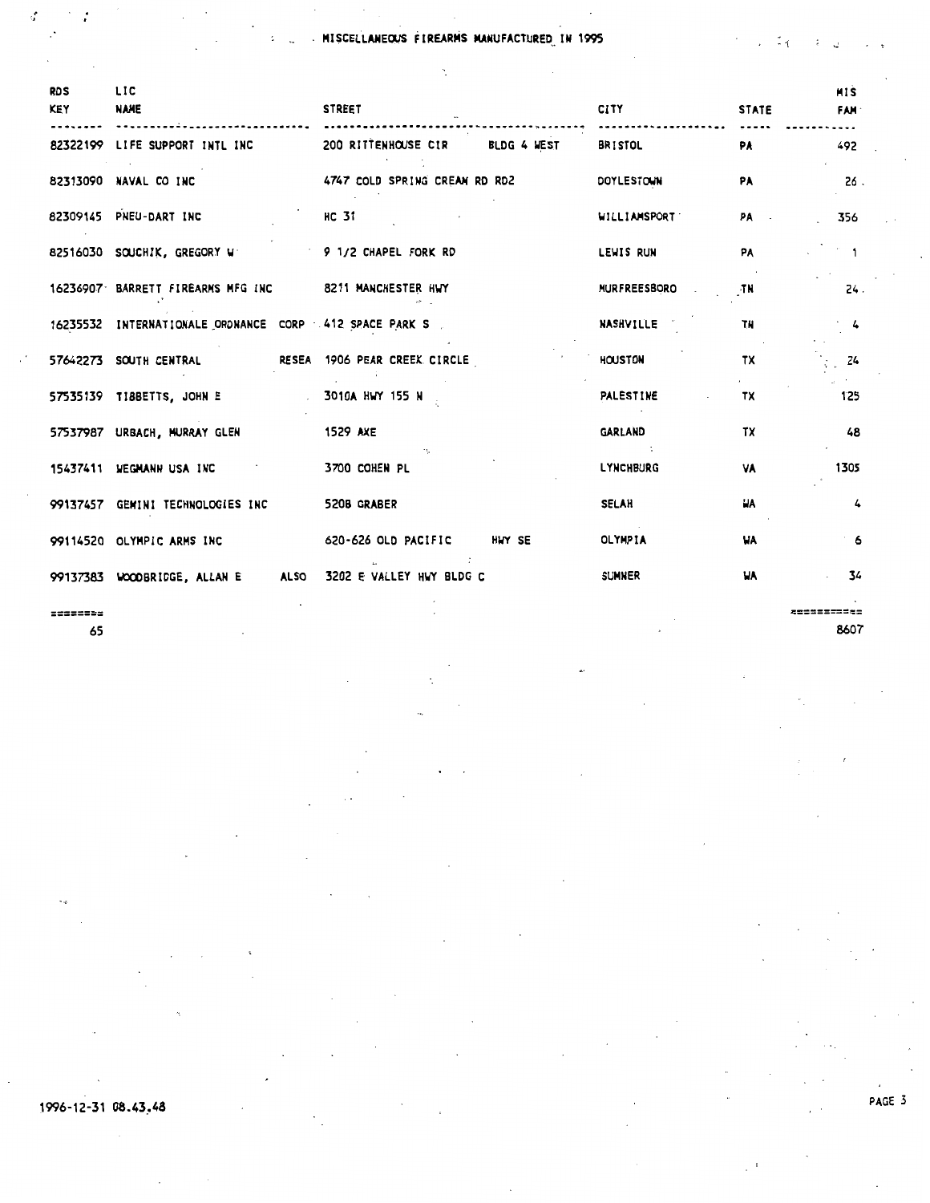# MISCELLANEOUS FIREARMS MANUFACTURED IN 1995

| RDS KEY | LIC NAME | STREET | CITY | STATE | MIS FAM |
|---|---|---|---|---|---|
| 82322199 | LIFE SUPPORT INTL INC | 200 RITTENHOUSE CIR BLDG 4 WEST | BRISTOL | PA | 492 |
| 82313090 | NAVAL CO INC | 4747 COLD SPRING CREAM RD RD2 | DOYLESTOWN | PA | 26 |
| 82309145 | PNEU-DART INC | HC 31 | WILLIAMSPORT | PA | 356 |
| 82516030 | SOUCHIK, GREGORY W | 9 1/2 CHAPEL FORK RD | LEWIS RUN | PA | 1 |
| 16236907 | BARRETT FIREARMS MFG INC | 8211 MANCHESTER HWY | MURFREESBORO | TN | 24 |
| 16235532 | INTERNATIONALE ORDNANCE CORP | 412 SPACE PARK S | NASHVILLE | TN | 4 |
| 57642273 | SOUTH CENTRAL RESEA | 1906 PEAR CREEK CIRCLE | HOUSTON | TX | 24 |
| 57535139 | TIBBETTS, JOHN E | 3010A HWY 155 N | PALESTINE | TX | 125 |
| 57537987 | URBACH, MURRAY GLEN | 1529 AXE | GARLAND | TX | 48 |
| 15437411 | WEGMANN USA INC | 3700 COHEN PL | LYNCHBURG | VA | 1305 |
| 99137457 | GEMINI TECHNOLOGIES INC | 5208 GRABER | SELAH | WA | 4 |
| 99114520 | OLYMPIC ARMS INC | 620-626 OLD PACIFIC HWY SE | OLYMPIA | WA | 6 |
| 99137383 | WOODBRIDGE, ALLAN E ALSO | 3202 E VALLEY HWY BLDG C | SUMNER | WA | 34 |
| 65 | | | | | 8607 |

1996-12-31 08.43.48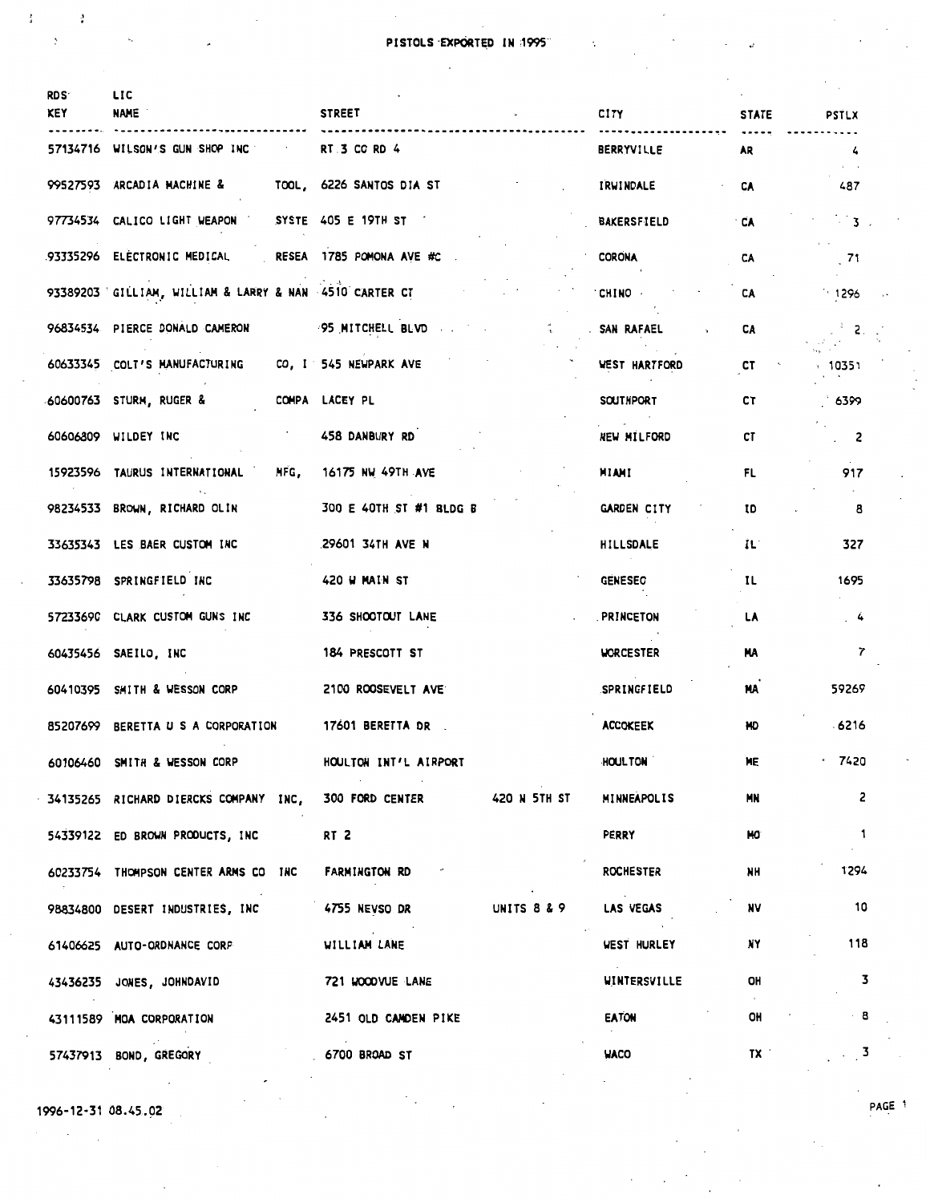# PISTOLS EXPORTED IN 1995

| RDS KEY | LIC NAME | STREET | CITY | STATE | PSTLX |
|---|---|---|---|---|---|
| 57134716 | WILSON'S GUN SHOP INC | RT 3 CO RD 4 | BERRYVILLE | AR | 4 |
| 99527593 | ARCADIA MACHINE & TOOL, | 6226 SANTOS DIA ST | IRWINDALE | CA | 487 |
| 97734534 | CALICO LIGHT WEAPON SYSTE | 405 E 19TH ST | BAKERSFIELD | CA | 3 |
| 93335296 | ELECTRONIC MEDICAL RESEA | 1785 POMONA AVE #C | CORONA | CA | 71 |
| 93389203 | GILLIAM, WILLIAM & LARRY & NAN | 4510 CARTER CT | CHINO | CA | 1296 |
| 96834534 | PIERCE DONALD CAMERON | 95 MITCHELL BLVD | SAN RAFAEL | CA | 2 |
| 60633345 | COLT'S MANUFACTURING CO, I | 545 NEWPARK AVE | WEST HARTFORD | CT | 10351 |
| 60600763 | STURM, RUGER & COMPA | LACEY PL | SOUTHPORT | CT | 6399 |
| 60606809 | WILDEY INC | 458 DANBURY RD | NEW MILFORD | CT | 2 |
| 15923596 | TAURUS INTERNATIONAL MFG, | 16175 NW 49TH AVE | MIAMI | FL | 917 |
| 98234533 | BROWN, RICHARD OLIN | 300 E 40TH ST #1 BLDG B | GARDEN CITY | ID | 8 |
| 33635343 | LES BAER CUSTOM INC | 29601 34TH AVE N | HILLSDALE | IL | 327 |
| 33635798 | SPRINGFIELD INC | 420 W MAIN ST | GENESEO | IL | 1695 |
| 57233690 | CLARK CUSTOM GUNS INC | 336 SHOOTOUT LANE | PRINCETON | LA | 4 |
| 60435456 | SAEILO, INC | 184 PRESCOTT ST | WORCESTER | MA | 7 |
| 60410395 | SMITH & WESSON CORP | 2100 ROOSEVELT AVE | SPRINGFIELD | MA | 59269 |
| 85207699 | BERETTA U S A CORPORATION | 17601 BERETTA DR | ACCOKEEK | MD | 6216 |
| 60106460 | SMITH & WESSON CORP | HOULTON INT'L AIRPORT | HOULTON | ME | 7420 |
| 34135265 | RICHARD DIERCKS COMPANY INC, | 300 FORD CENTER 420 N 5TH ST | MINNEAPOLIS | MN | 2 |
| 54339122 | ED BROWN PRODUCTS, INC | RT 2 | PERRY | MO | 1 |
| 60233754 | THOMPSON CENTER ARMS CO INC | FARMINGTON RD | ROCHESTER | NH | 1294 |
| 98834800 | DESERT INDUSTRIES, INC | 4755 NEVSO DR UNITS 8 & 9 | LAS VEGAS | NV | 10 |
| 61406625 | AUTO-ORDNANCE CORP | WILLIAM LANE | WEST HURLEY | NY | 118 |
| 43436235 | JONES, JOHNDAVID | 721 WOODVUE LANE | WINTERSVILLE | OH | 3 |
| 43111589 | MOA CORPORATION | 2451 OLD CAMDEN PIKE | EATON | OH | 8 |
| 57437913 | BOND, GREGORY | 6700 BROAD ST | WACO | TX | 3 |

1996-12-31 08.45.02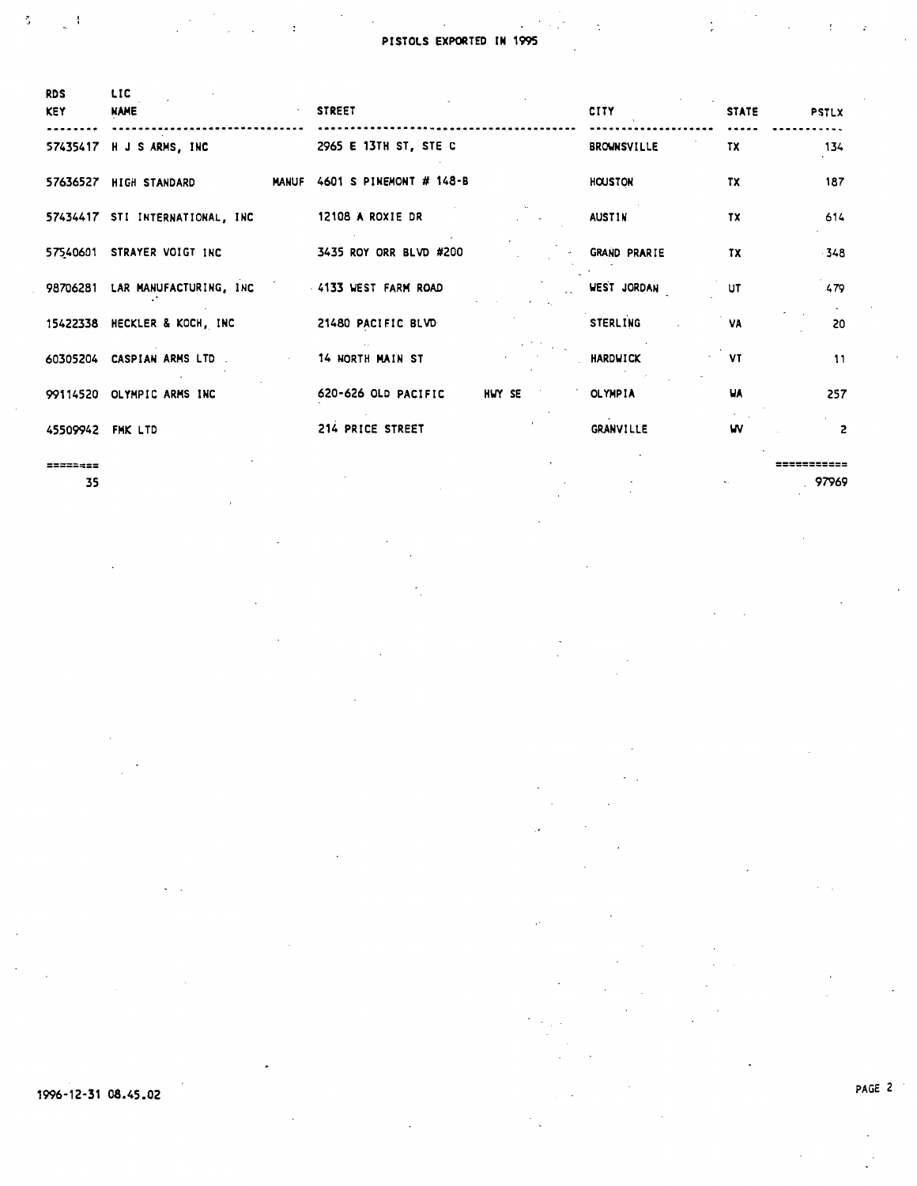# PISTOLS EXPORTED IN 1995

| RDS KEY | LIC NAME | | STREET | CITY | STATE | PSTLX |
|---|---|---|---|---|---|---|
| 57435417 | H J S ARMS, INC | | 2965 E 13TH ST, STE C | BROWNSVILLE | TX | 134 |
| 57636527 | HIGH STANDARD | MANUF | 4601 S PINEMONT # 148-B | HOUSTON | TX | 187 |
| 57434417 | STI INTERNATIONAL, INC | | 12108 A ROXIE DR | AUSTIN | TX | 614 |
| 57540601 | STRAYER VOIGT INC | | 3435 ROY ORR BLVD #200 | GRAND PRARIE | TX | 348 |
| 98706281 | LAR MANUFACTURING, INC | | 4133 WEST FARM ROAD | WEST JORDAN | UT | 479 |
| 15422338 | HECKLER & KOCH, INC | | 21480 PACIFIC BLVD | STERLING | VA | 20 |
| 60305204 | CASPIAN ARMS LTD | | 14 NORTH MAIN ST | HARDWICK | VT | 11 |
| 99114520 | OLYMPIC ARMS INC | | 620-626 OLD PACIFIC HWY SE | OLYMPIA | WA | 257 |
| 45509942 | FMK LTD | | 214 PRICE STREET | GRANVILLE | WV | 2 |
| ======== | | | | | | =========== |
| 35 | | | | | | 97969 |

1996-12-31 08.45.02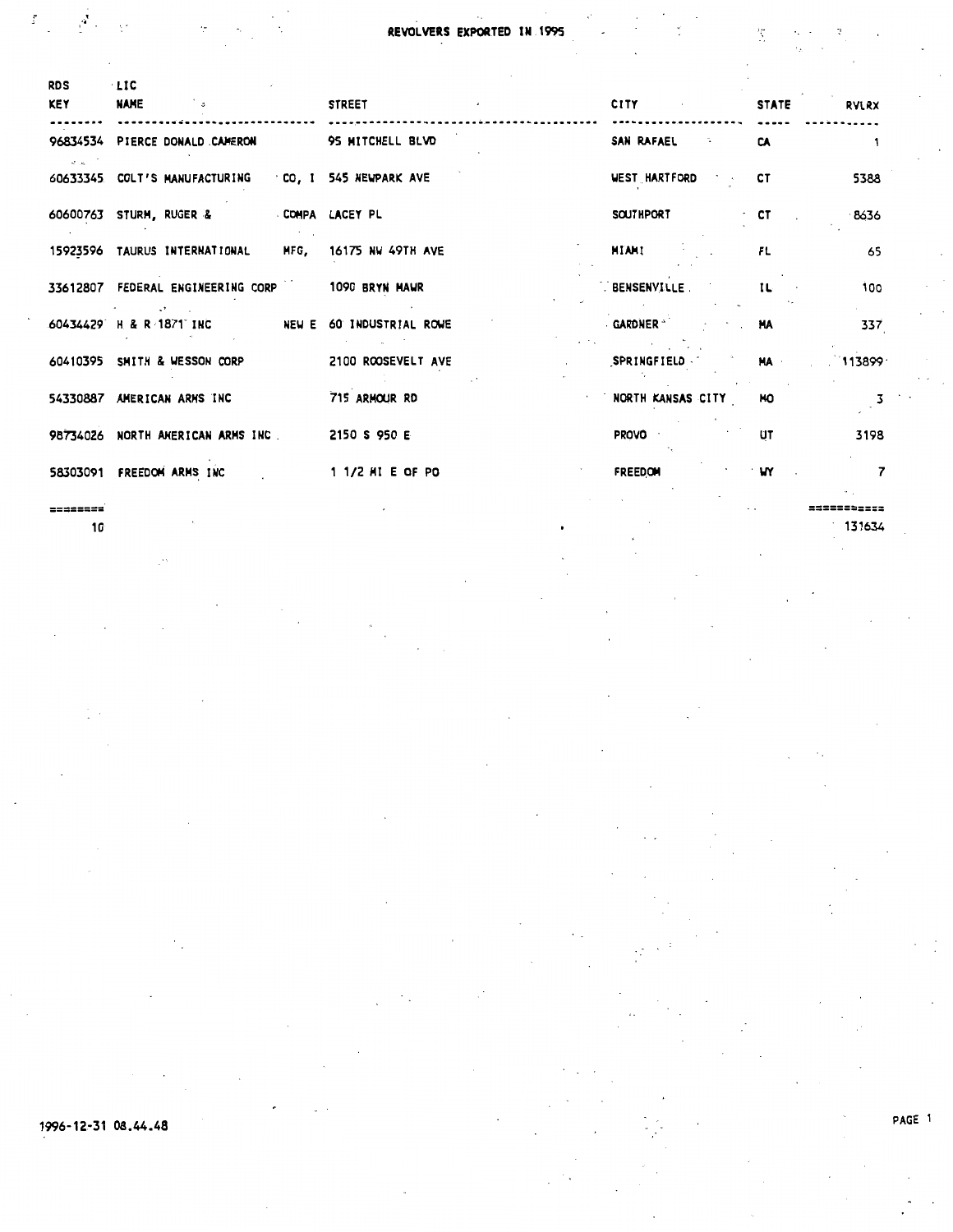# REVOLVERS EXPORTED IN 1995

| RDS KEY | LIC NAME | | STREET | CITY | STATE | RVLRX |
|---|---|---|---|---|---|---|
| 96834534 | PIERCE DONALD CAMERON | | 95 MITCHELL BLVD | SAN RAFAEL | CA | 1 |
| 60633345 | COLT'S MANUFACTURING | CO, I | 545 NEWPARK AVE | WEST HARTFORD | CT | 5388 |
| 60600763 | STURM, RUGER & | COMPA | LACEY PL | SOUTHPORT | CT | 8636 |
| 15923596 | TAURUS INTERNATIONAL | MFG, | 16175 NW 49TH AVE | MIAMI | FL | 65 |
| 33612807 | FEDERAL ENGINEERING CORP | | 1090 BRYN MAWR | BENSENVILLE | IL | 100 |
| 60434429 | H & R 1871 INC | NEW E | 60 INDUSTRIAL ROWE | GARDNER | MA | 337 |
| 60410395 | SMITH & WESSON CORP | | 2100 ROOSEVELT AVE | SPRINGFIELD | MA | 113899 |
| 54330887 | AMERICAN ARMS INC | | 715 ARMOUR RD | NORTH KANSAS CITY | MO | 3 |
| 98734026 | NORTH AMERICAN ARMS INC | | 2150 S 950 E | PROVO | UT | 3198 |
| 58303091 | FREEDOM ARMS INC | | 1 1/2 MI E OF PO | FREEDOM | WY | 7 |
| ======== | | | | | | =========== |
| 10 | | | | | | 131634 |

1996-12-31 08.44.48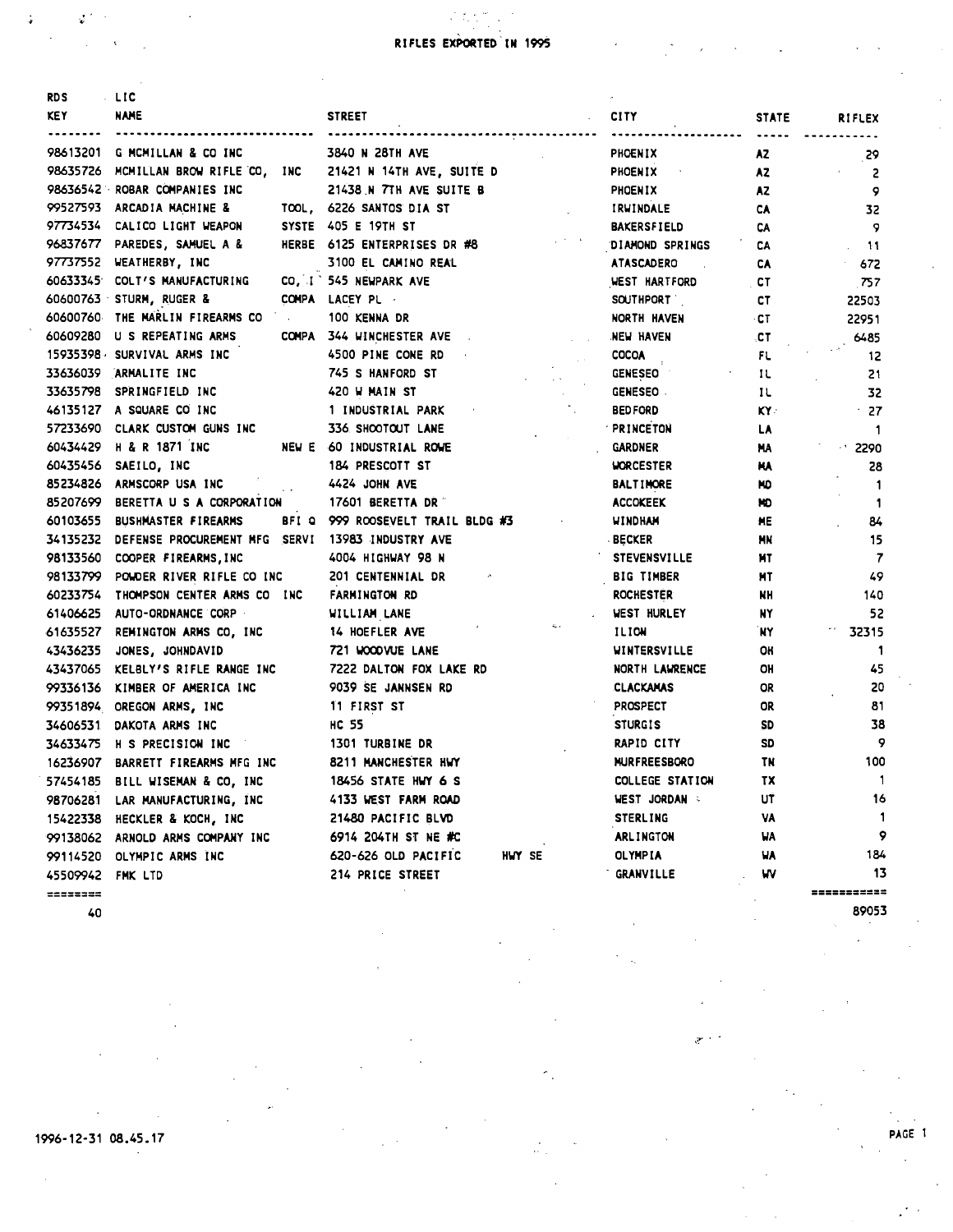# RIFLES EXPORTED IN 1995

| RDS KEY | LIC NAME | STREET | CITY | STATE | RIFLEX |
|---|---|---|---|---|---|
| 98613201 | G MCMILLAN & CO INC | 3840 N 28TH AVE | PHOENIX | AZ | 29 |
| 98635726 | MCMILLAN BROW RIFLE CO, INC | 21421 N 14TH AVE, SUITE D | PHOENIX | AZ | 2 |
| 98636542 | ROBAR COMPANIES INC | 21438 N 7TH AVE SUITE B | PHOENIX | AZ | 9 |
| 99527593 | ARCADIA MACHINE & TOOL, | 6226 SANTOS DIA ST | IRWINDALE | CA | 32 |
| 97734534 | CALICO LIGHT WEAPON SYSTE | 405 E 19TH ST | BAKERSFIELD | CA | 9 |
| 96837677 | PAREDES, SAMUEL A & HERBE | 6125 ENTERPRISES DR #8 | DIAMOND SPRINGS | CA | 11 |
| 97737552 | WEATHERBY, INC | 3100 EL CAMINO REAL | ATASCADERO | CA | 672 |
| 60633345 | COLT'S MANUFACTURING CO, I | 545 NEWPARK AVE | WEST HARTFORD | CT | 757 |
| 60600763 | STURM, RUGER & COMPA | LACEY PL | SOUTHPORT | CT | 22503 |
| 60600760 | THE MARLIN FIREARMS CO | 100 KENNA DR | NORTH HAVEN | CT | 22951 |
| 60609280 | U S REPEATING ARMS COMPA | 344 WINCHESTER AVE | NEW HAVEN | CT | 6485 |
| 15935398 | SURVIVAL ARMS INC | 4500 PINE CONE RD | COCOA | FL | 12 |
| 33636039 | ARMALITE INC | 745 S HANFORD ST | GENESEO | IL | 21 |
| 33635798 | SPRINGFIELD INC | 420 W MAIN ST | GENESEO | IL | 32 |
| 46135127 | A SQUARE CO INC | 1 INDUSTRIAL PARK | BEDFORD | KY | 27 |
| 57233690 | CLARK CUSTOM GUNS INC | 336 SHOOTOUT LANE | PRINCETON | LA | 1 |
| 60434429 | H & R 1871 INC NEW E | 60 INDUSTRIAL ROWE | GARDNER | MA | 2290 |
| 60435456 | SAEILO, INC | 184 PRESCOTT ST | WORCESTER | MA | 28 |
| 85234826 | ARMSCORP USA INC | 4424 JOHN AVE | BALTIMORE | MD | 1 |
| 85207699 | BERETTA U S A CORPORATION | 17601 BERETTA DR | ACCOKEEK | MD | 1 |
| 60103655 | BUSHMASTER FIREARMS BFI Q | 999 ROOSEVELT TRAIL BLDG #3 | WINDHAM | ME | 84 |
| 34135232 | DEFENSE PROCUREMENT MFG SERVI | 13983 INDUSTRY AVE | BECKER | MN | 15 |
| 98133560 | COOPER FIREARMS,INC | 4004 HIGHWAY 98 N | STEVENSVILLE | MT | 7 |
| 98133799 | POWDER RIVER RIFLE CO INC | 201 CENTENNIAL DR | BIG TIMBER | MT | 49 |
| 60233754 | THOMPSON CENTER ARMS CO INC | FARMINGTON RD | ROCHESTER | NH | 140 |
| 61406625 | AUTO-ORDNANCE CORP | WILLIAM LANE | WEST HURLEY | NY | 52 |
| 61635527 | REMINGTON ARMS CO, INC | 14 HOEFLER AVE | ILION | NY | 32315 |
| 43436235 | JONES, JOHNDAVID | 721 WOODVUE LANE | WINTERSVILLE | OH | 1 |
| 43437065 | KELBLY'S RIFLE RANGE INC | 7222 DALTON FOX LAKE RD | NORTH LAWRENCE | OH | 45 |
| 99336136 | KIMBER OF AMERICA INC | 9039 SE JANNSEN RD | CLACKAMAS | OR | 20 |
| 99351894 | OREGON ARMS, INC | 11 FIRST ST | PROSPECT | OR | 81 |
| 34606531 | DAKOTA ARMS INC | HC 55 | STURGIS | SD | 38 |
| 34633475 | H S PRECISION INC | 1301 TURBINE DR | RAPID CITY | SD | 9 |
| 16236907 | BARRETT FIREARMS MFG INC | 8211 MANCHESTER HWY | MURFREESBORO | TN | 100 |
| 57454185 | BILL WISEMAN & CO, INC | 18456 STATE HWY 6 S | COLLEGE STATION | TX | 1 |
| 98706281 | LAR MANUFACTURING, INC | 4133 WEST FARM ROAD | WEST JORDAN | UT | 16 |
| 15422338 | HECKLER & KOCH, INC | 21480 PACIFIC BLVD | STERLING | VA | 1 |
| 99138062 | ARNOLD ARMS COMPANY INC | 6914 204TH ST NE #C | ARLINGTON | WA | 9 |
| 99114520 | OLYMPIC ARMS INC | 620-626 OLD PACIFIC HWY SE | OLYMPIA | WA | 184 |
| 45509942 | FMK LTD | 214 PRICE STREET | GRANVILLE | WV | 13 |
| 40 | | | | | 89053 |

1996-12-31 08.45.17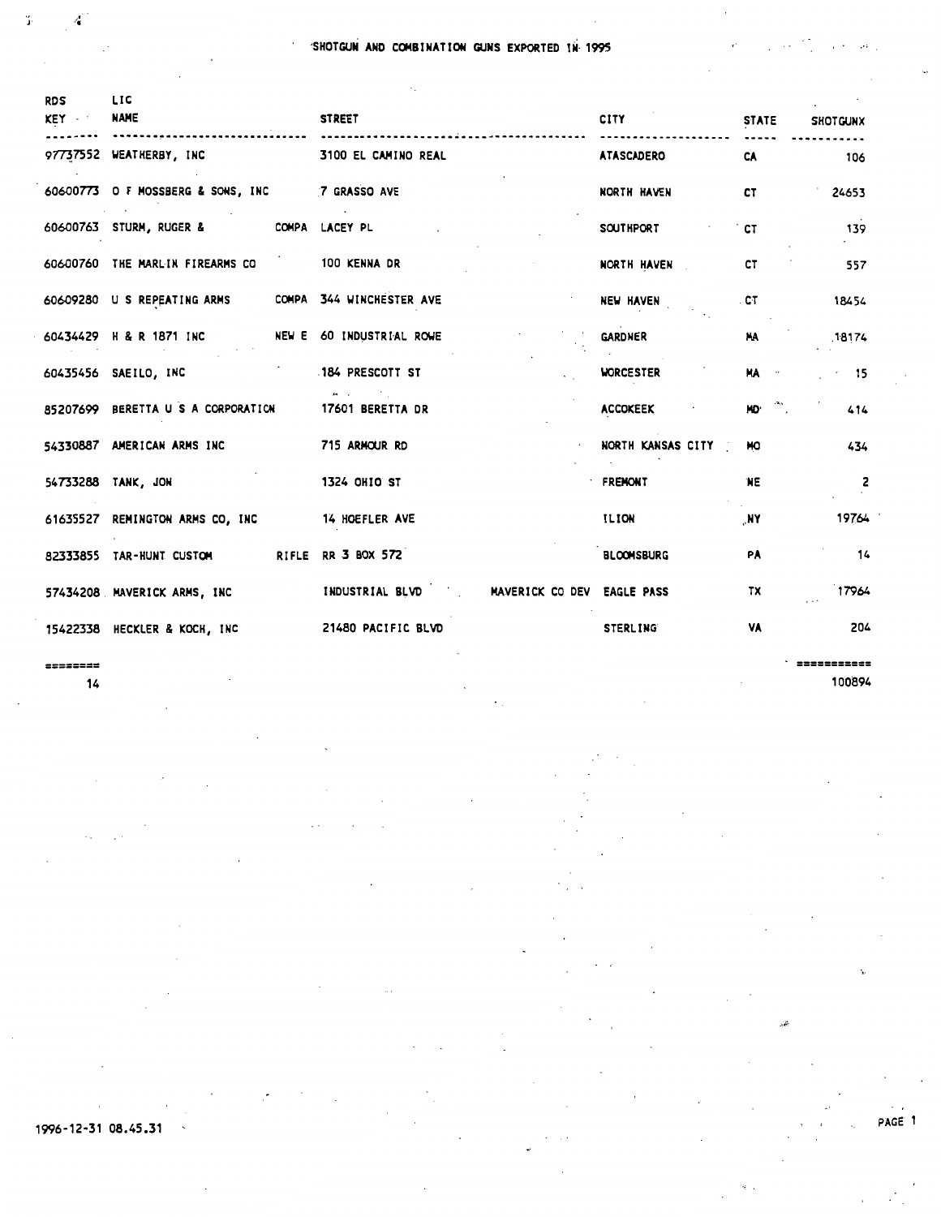# SHOTGUN AND COMBINATION GUNS EXPORTED IN 1995

| RDS KEY | LIC NAME | STREET | | CITY | STATE | SHOTGUNX |
|---|---|---|---|---|---|---|
| 97737552 | WEATHERBY, INC | 3100 EL CAMINO REAL | | ATASCADERO | CA | 106 |
| 60600773 | O F MOSSBERG & SONS, INC | 7 GRASSO AVE | | NORTH HAVEN | CT | 24653 |
| 60600763 | STURM, RUGER & COMPA | LACEY PL | | SOUTHPORT | CT | 139 |
| 60600760 | THE MARLIN FIREARMS CO | 100 KENNA DR | | NORTH HAVEN | CT | 557 |
| 60609280 | U S REPEATING ARMS COMPA | 344 WINCHESTER AVE | | NEW HAVEN | CT | 18454 |
| 60434429 | H & R 1871 INC NEW E | 60 INDUSTRIAL ROWE | | GARDNER | MA | 18174 |
| 60435456 | SAEILO, INC | 184 PRESCOTT ST | | WORCESTER | MA | 15 |
| 85207699 | BERETTA U S A CORPORATION | 17601 BERETTA DR | | ACCOKEEK | MD | 414 |
| 54330887 | AMERICAN ARMS INC | 715 ARMOUR RD | | NORTH KANSAS CITY | MO | 434 |
| 54733288 | TANK, JON | 1324 OHIO ST | | FREMONT | NE | 2 |
| 61635527 | REMINGTON ARMS CO, INC | 14 HOEFLER AVE | | ILION | NY | 19764 |
| 82333855 | TAR-HUNT CUSTOM RIFLE | RR 3 BOX 572 | | BLOOMSBURG | PA | 14 |
| 57434208 | MAVERICK ARMS, INC | INDUSTRIAL BLVD | MAVERICK CO DEV | EAGLE PASS | TX | 17964 |
| 15422338 | HECKLER & KOCH, INC | 21480 PACIFIC BLVD | | STERLING | VA | 204 |
| ======== | | | | | | =========== |
| 14 | | | | | | 100894 |

1996-12-31 08.45.31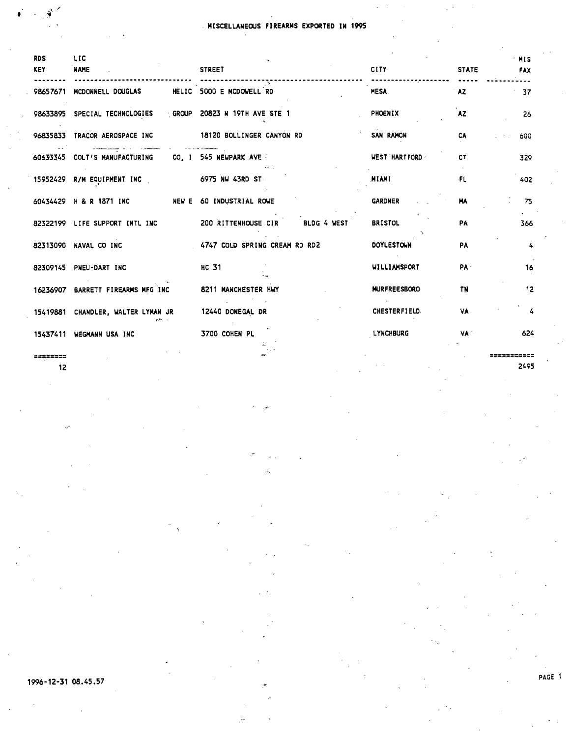# MISCELLANEOUS FIREARMS EXPORTED IN 1995

| RDS KEY | LIC NAME | STREET | CITY | STATE | MIS FAX |
|---|---|---|---|---|---|
| 98657671 | MCDONNELL DOUGLAS HELIC | 5000 E MCDOWELL RD | MESA | AZ | 37 |
| 98633895 | SPECIAL TECHNOLOGIES GROUP | 20823 N 19TH AVE STE 1 | PHOENIX | AZ | 26 |
| 96835833 | TRACOR AEROSPACE INC | 18120 BOLLINGER CANYON RD | SAN RAMON | CA | 600 |
| 60633345 | COLT'S MANUFACTURING CO, I | 545 NEWPARK AVE | WEST HARTFORD | CT | 329 |
| 15952429 | R/M EQUIPMENT INC | 6975 NW 43RD ST | MIAMI | FL | 402 |
| 60434429 | H & R 1871 INC NEW E | 60 INDUSTRIAL ROWE | GARDNER | MA | 75 |
| 82322199 | LIFE SUPPORT INTL INC | 200 RITTENHOUSE CIR BLDG 4 WEST | BRISTOL | PA | 366 |
| 82313090 | NAVAL CO INC | 4747 COLD SPRING CREAM RD RD2 | DOYLESTOWN | PA | 4 |
| 82309145 | PNEU-DART INC | HC 31 | WILLIAMSPORT | PA | 16 |
| 16236907 | BARRETT FIREARMS MFG INC | 8211 MANCHESTER HWY | MURFREESBORO | TN | 12 |
| 15419881 | CHANDLER, WALTER LYMAN JR | 12440 DONEGAL DR | CHESTERFIELD | VA | 4 |
| 15437411 | WEGMANN USA INC | 3700 COHEN PL | LYNCHBURG | VA | 624 |
| ======== | | | | | =========== |
| 12 | | | | | 2495 |

1996-12-31 08.45.57